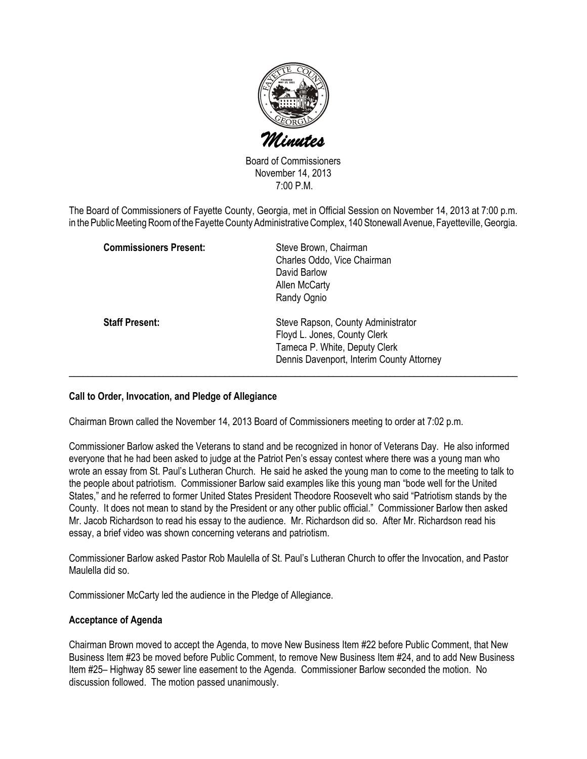# Minutes

Board of Commissioners
November 14, 2013
7:00 P.M.

The Board of Commissioners of Fayette County, Georgia, met in Official Session on November 14, 2013 at 7:00 p.m. in the Public Meeting Room of the Fayette County Administrative Complex, 140 Stonewall Avenue, Fayetteville, Georgia.

| | |
|---|---|
| **Commissioners Present:** | Steve Brown, Chairman<br>Charles Oddo, Vice Chairman<br>David Barlow<br>Allen McCarty<br>Randy Ognio |
| **Staff Present:** | Steve Rapson, County Administrator<br>Floyd L. Jones, County Clerk<br>Tameca P. White, Deputy Clerk<br>Dennis Davenport, Interim County Attorney |

---

**Call to Order, Invocation, and Pledge of Allegiance**

Chairman Brown called the November 14, 2013 Board of Commissioners meeting to order at 7:02 p.m.

Commissioner Barlow asked the Veterans to stand and be recognized in honor of Veterans Day. He also informed everyone that he had been asked to judge at the Patriot Pen's essay contest where there was a young man who wrote an essay from St. Paul's Lutheran Church. He said he asked the young man to come to the meeting to talk to the people about patriotism. Commissioner Barlow said examples like this young man "bode well for the United States," and he referred to former United States President Theodore Roosevelt who said "Patriotism stands by the County. It does not mean to stand by the President or any other public official." Commissioner Barlow then asked Mr. Jacob Richardson to read his essay to the audience. Mr. Richardson did so. After Mr. Richardson read his essay, a brief video was shown concerning veterans and patriotism.

Commissioner Barlow asked Pastor Rob Maulella of St. Paul's Lutheran Church to offer the Invocation, and Pastor Maulella did so.

Commissioner McCarty led the audience in the Pledge of Allegiance.

**Acceptance of Agenda**

Chairman Brown moved to accept the Agenda, to move New Business Item #22 before Public Comment, that New Business Item #23 be moved before Public Comment, to remove New Business Item #24, and to add New Business Item #25– Highway 85 sewer line easement to the Agenda. Commissioner Barlow seconded the motion. No discussion followed. The motion passed unanimously.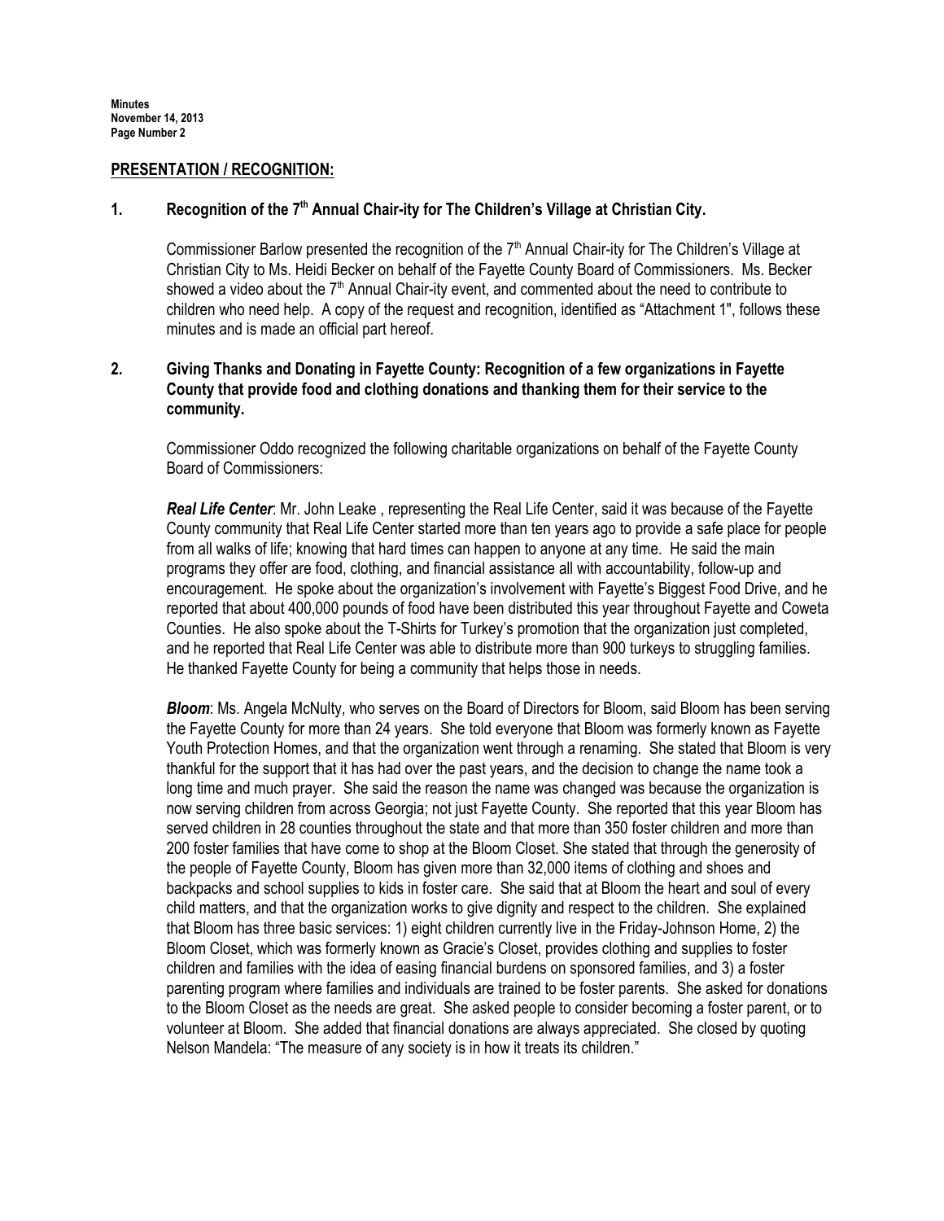## PRESENTATION / RECOGNITION:

### 1. Recognition of the 7th Annual Chair-ity for The Children's Village at Christian City.

Commissioner Barlow presented the recognition of the 7th Annual Chair-ity for The Children's Village at Christian City to Ms. Heidi Becker on behalf of the Fayette County Board of Commissioners. Ms. Becker showed a video about the 7th Annual Chair-ity event, and commented about the need to contribute to children who need help. A copy of the request and recognition, identified as "Attachment 1", follows these minutes and is made an official part hereof.

### 2. Giving Thanks and Donating in Fayette County: Recognition of a few organizations in Fayette County that provide food and clothing donations and thanking them for their service to the community.

Commissioner Oddo recognized the following charitable organizations on behalf of the Fayette County Board of Commissioners:

***Real Life Center***: Mr. John Leake , representing the Real Life Center, said it was because of the Fayette County community that Real Life Center started more than ten years ago to provide a safe place for people from all walks of life; knowing that hard times can happen to anyone at any time. He said the main programs they offer are food, clothing, and financial assistance all with accountability, follow-up and encouragement. He spoke about the organization's involvement with Fayette's Biggest Food Drive, and he reported that about 400,000 pounds of food have been distributed this year throughout Fayette and Coweta Counties. He also spoke about the T-Shirts for Turkey's promotion that the organization just completed, and he reported that Real Life Center was able to distribute more than 900 turkeys to struggling families. He thanked Fayette County for being a community that helps those in needs.

***Bloom***: Ms. Angela McNulty, who serves on the Board of Directors for Bloom, said Bloom has been serving the Fayette County for more than 24 years. She told everyone that Bloom was formerly known as Fayette Youth Protection Homes, and that the organization went through a renaming. She stated that Bloom is very thankful for the support that it has had over the past years, and the decision to change the name took a long time and much prayer. She said the reason the name was changed was because the organization is now serving children from across Georgia; not just Fayette County. She reported that this year Bloom has served children in 28 counties throughout the state and that more than 350 foster children and more than 200 foster families that have come to shop at the Bloom Closet. She stated that through the generosity of the people of Fayette County, Bloom has given more than 32,000 items of clothing and shoes and backpacks and school supplies to kids in foster care. She said that at Bloom the heart and soul of every child matters, and that the organization works to give dignity and respect to the children. She explained that Bloom has three basic services: 1) eight children currently live in the Friday-Johnson Home, 2) the Bloom Closet, which was formerly known as Gracie's Closet, provides clothing and supplies to foster children and families with the idea of easing financial burdens on sponsored families, and 3) a foster parenting program where families and individuals are trained to be foster parents. She asked for donations to the Bloom Closet as the needs are great. She asked people to consider becoming a foster parent, or to volunteer at Bloom. She added that financial donations are always appreciated. She closed by quoting Nelson Mandela: "The measure of any society is in how it treats its children."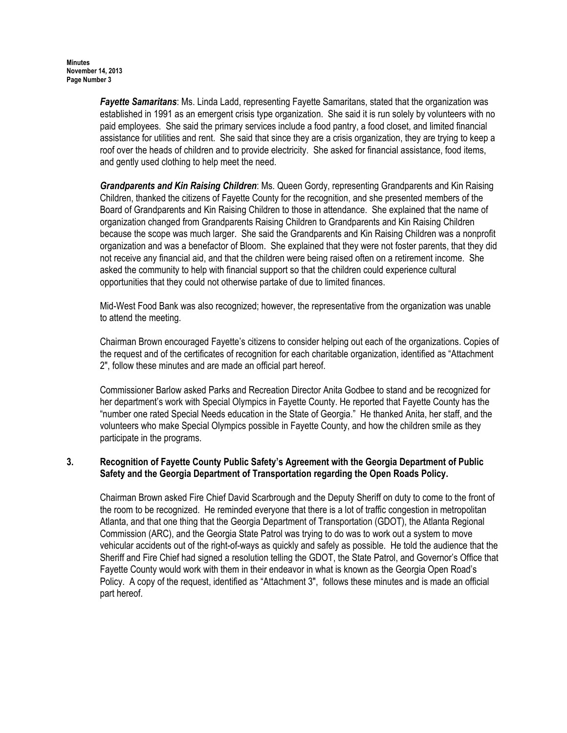***Fayette Samaritans***: Ms. Linda Ladd, representing Fayette Samaritans, stated that the organization was established in 1991 as an emergent crisis type organization. She said it is run solely by volunteers with no paid employees. She said the primary services include a food pantry, a food closet, and limited financial assistance for utilities and rent. She said that since they are a crisis organization, they are trying to keep a roof over the heads of children and to provide electricity. She asked for financial assistance, food items, and gently used clothing to help meet the need.

***Grandparents and Kin Raising Children***: Ms. Queen Gordy, representing Grandparents and Kin Raising Children, thanked the citizens of Fayette County for the recognition, and she presented members of the Board of Grandparents and Kin Raising Children to those in attendance. She explained that the name of organization changed from Grandparents Raising Children to Grandparents and Kin Raising Children because the scope was much larger. She said the Grandparents and Kin Raising Children was a nonprofit organization and was a benefactor of Bloom. She explained that they were not foster parents, that they did not receive any financial aid, and that the children were being raised often on a retirement income. She asked the community to help with financial support so that the children could experience cultural opportunities that they could not otherwise partake of due to limited finances.

Mid-West Food Bank was also recognized; however, the representative from the organization was unable to attend the meeting.

Chairman Brown encouraged Fayette's citizens to consider helping out each of the organizations. Copies of the request and of the certificates of recognition for each charitable organization, identified as "Attachment 2", follow these minutes and are made an official part hereof.

Commissioner Barlow asked Parks and Recreation Director Anita Godbee to stand and be recognized for her department's work with Special Olympics in Fayette County. He reported that Fayette County has the "number one rated Special Needs education in the State of Georgia." He thanked Anita, her staff, and the volunteers who make Special Olympics possible in Fayette County, and how the children smile as they participate in the programs.

**3. Recognition of Fayette County Public Safety's Agreement with the Georgia Department of Public Safety and the Georgia Department of Transportation regarding the Open Roads Policy.**

Chairman Brown asked Fire Chief David Scarbrough and the Deputy Sheriff on duty to come to the front of the room to be recognized. He reminded everyone that there is a lot of traffic congestion in metropolitan Atlanta, and that one thing that the Georgia Department of Transportation (GDOT), the Atlanta Regional Commission (ARC), and the Georgia State Patrol was trying to do was to work out a system to move vehicular accidents out of the right-of-ways as quickly and safely as possible. He told the audience that the Sheriff and Fire Chief had signed a resolution telling the GDOT, the State Patrol, and Governor's Office that Fayette County would work with them in their endeavor in what is known as the Georgia Open Road's Policy. A copy of the request, identified as "Attachment 3", follows these minutes and is made an official part hereof.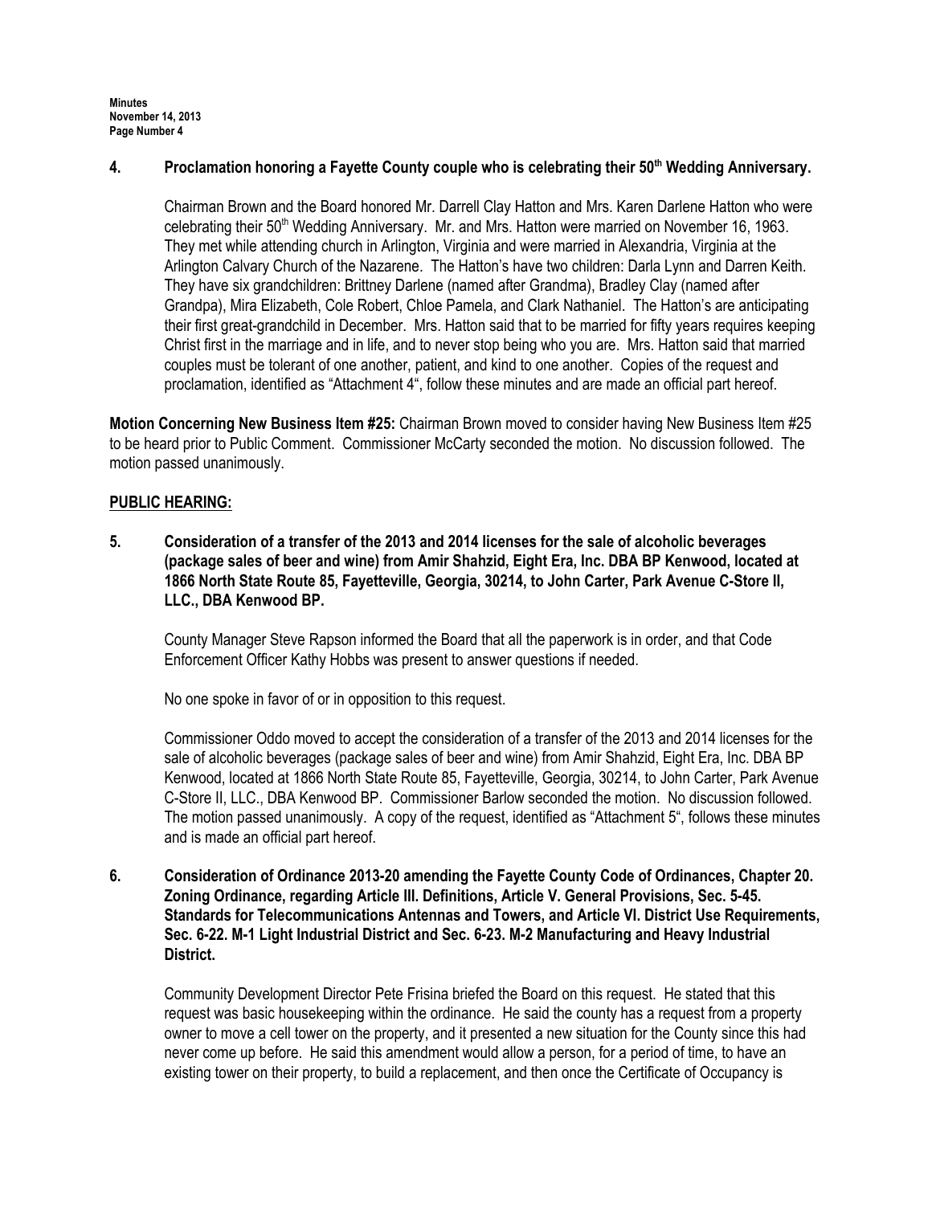**4. Proclamation honoring a Fayette County couple who is celebrating their 50th Wedding Anniversary.**

Chairman Brown and the Board honored Mr. Darrell Clay Hatton and Mrs. Karen Darlene Hatton who were celebrating their 50th Wedding Anniversary. Mr. and Mrs. Hatton were married on November 16, 1963. They met while attending church in Arlington, Virginia and were married in Alexandria, Virginia at the Arlington Calvary Church of the Nazarene. The Hatton's have two children: Darla Lynn and Darren Keith. They have six grandchildren: Brittney Darlene (named after Grandma), Bradley Clay (named after Grandpa), Mira Elizabeth, Cole Robert, Chloe Pamela, and Clark Nathaniel. The Hatton's are anticipating their first great-grandchild in December. Mrs. Hatton said that to be married for fifty years requires keeping Christ first in the marriage and in life, and to never stop being who you are. Mrs. Hatton said that married couples must be tolerant of one another, patient, and kind to one another. Copies of the request and proclamation, identified as "Attachment 4", follow these minutes and are made an official part hereof.

**Motion Concerning New Business Item #25:** Chairman Brown moved to consider having New Business Item #25 to be heard prior to Public Comment. Commissioner McCarty seconded the motion. No discussion followed. The motion passed unanimously.

**PUBLIC HEARING:**

**5. Consideration of a transfer of the 2013 and 2014 licenses for the sale of alcoholic beverages (package sales of beer and wine) from Amir Shahzid, Eight Era, Inc. DBA BP Kenwood, located at 1866 North State Route 85, Fayetteville, Georgia, 30214, to John Carter, Park Avenue C-Store II, LLC., DBA Kenwood BP.**

County Manager Steve Rapson informed the Board that all the paperwork is in order, and that Code Enforcement Officer Kathy Hobbs was present to answer questions if needed.

No one spoke in favor of or in opposition to this request.

Commissioner Oddo moved to accept the consideration of a transfer of the 2013 and 2014 licenses for the sale of alcoholic beverages (package sales of beer and wine) from Amir Shahzid, Eight Era, Inc. DBA BP Kenwood, located at 1866 North State Route 85, Fayetteville, Georgia, 30214, to John Carter, Park Avenue C-Store II, LLC., DBA Kenwood BP. Commissioner Barlow seconded the motion. No discussion followed. The motion passed unanimously. A copy of the request, identified as "Attachment 5", follows these minutes and is made an official part hereof.

**6. Consideration of Ordinance 2013-20 amending the Fayette County Code of Ordinances, Chapter 20. Zoning Ordinance, regarding Article III. Definitions, Article V. General Provisions, Sec. 5-45. Standards for Telecommunications Antennas and Towers, and Article VI. District Use Requirements, Sec. 6-22. M-1 Light Industrial District and Sec. 6-23. M-2 Manufacturing and Heavy Industrial District.**

Community Development Director Pete Frisina briefed the Board on this request. He stated that this request was basic housekeeping within the ordinance. He said the county has a request from a property owner to move a cell tower on the property, and it presented a new situation for the County since this had never come up before. He said this amendment would allow a person, for a period of time, to have an existing tower on their property, to build a replacement, and then once the Certificate of Occupancy is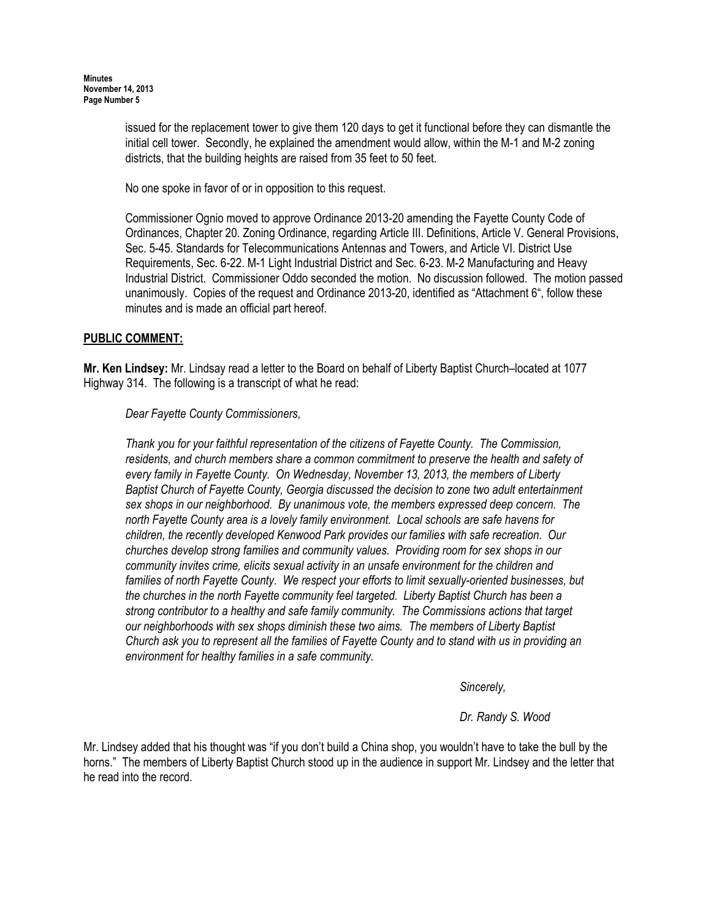issued for the replacement tower to give them 120 days to get it functional before they can dismantle the initial cell tower. Secondly, he explained the amendment would allow, within the M-1 and M-2 zoning districts, that the building heights are raised from 35 feet to 50 feet.

No one spoke in favor of or in opposition to this request.

Commissioner Ognio moved to approve Ordinance 2013-20 amending the Fayette County Code of Ordinances, Chapter 20. Zoning Ordinance, regarding Article III. Definitions, Article V. General Provisions, Sec. 5-45. Standards for Telecommunications Antennas and Towers, and Article VI. District Use Requirements, Sec. 6-22. M-1 Light Industrial District and Sec. 6-23. M-2 Manufacturing and Heavy Industrial District. Commissioner Oddo seconded the motion. No discussion followed. The motion passed unanimously. Copies of the request and Ordinance 2013-20, identified as "Attachment 6", follow these minutes and is made an official part hereof.

## PUBLIC COMMENT:

**Mr. Ken Lindsey:** Mr. Lindsay read a letter to the Board on behalf of Liberty Baptist Church–located at 1077 Highway 314. The following is a transcript of what he read:

*Dear Fayette County Commissioners,*

*Thank you for your faithful representation of the citizens of Fayette County. The Commission, residents, and church members share a common commitment to preserve the health and safety of every family in Fayette County. On Wednesday, November 13, 2013, the members of Liberty Baptist Church of Fayette County, Georgia discussed the decision to zone two adult entertainment sex shops in our neighborhood. By unanimous vote, the members expressed deep concern. The north Fayette County area is a lovely family environment. Local schools are safe havens for children, the recently developed Kenwood Park provides our families with safe recreation. Our churches develop strong families and community values. Providing room for sex shops in our community invites crime, elicits sexual activity in an unsafe environment for the children and families of north Fayette County. We respect your efforts to limit sexually-oriented businesses, but the churches in the north Fayette community feel targeted. Liberty Baptist Church has been a strong contributor to a healthy and safe family community. The Commissions actions that target our neighborhoods with sex shops diminish these two aims. The members of Liberty Baptist Church ask you to represent all the families of Fayette County and to stand with us in providing an environment for healthy families in a safe community.*

*Sincerely,*

*Dr. Randy S. Wood*

Mr. Lindsey added that his thought was "if you don't build a China shop, you wouldn't have to take the bull by the horns." The members of Liberty Baptist Church stood up in the audience in support Mr. Lindsey and the letter that he read into the record.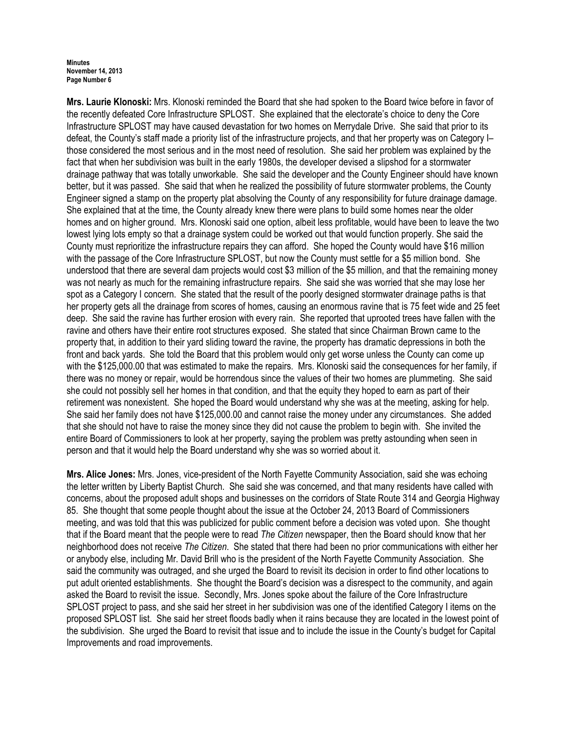**Mrs. Laurie Klonoski:** Mrs. Klonoski reminded the Board that she had spoken to the Board twice before in favor of the recently defeated Core Infrastructure SPLOST. She explained that the electorate's choice to deny the Core Infrastructure SPLOST may have caused devastation for two homes on Merrydale Drive. She said that prior to its defeat, the County's staff made a priority list of the infrastructure projects, and that her property was on Category I– those considered the most serious and in the most need of resolution. She said her problem was explained by the fact that when her subdivision was built in the early 1980s, the developer devised a slipshod for a stormwater drainage pathway that was totally unworkable. She said the developer and the County Engineer should have known better, but it was passed. She said that when he realized the possibility of future stormwater problems, the County Engineer signed a stamp on the property plat absolving the County of any responsibility for future drainage damage. She explained that at the time, the County already knew there were plans to build some homes near the older homes and on higher ground. Mrs. Klonoski said one option, albeit less profitable, would have been to leave the two lowest lying lots empty so that a drainage system could be worked out that would function properly. She said the County must reprioritize the infrastructure repairs they can afford. She hoped the County would have $16 million with the passage of the Core Infrastructure SPLOST, but now the County must settle for a $5 million bond. She understood that there are several dam projects would cost $3 million of the $5 million, and that the remaining money was not nearly as much for the remaining infrastructure repairs. She said she was worried that she may lose her spot as a Category I concern. She stated that the result of the poorly designed stormwater drainage paths is that her property gets all the drainage from scores of homes, causing an enormous ravine that is 75 feet wide and 25 feet deep. She said the ravine has further erosion with every rain. She reported that uprooted trees have fallen with the ravine and others have their entire root structures exposed. She stated that since Chairman Brown came to the property that, in addition to their yard sliding toward the ravine, the property has dramatic depressions in both the front and back yards. She told the Board that this problem would only get worse unless the County can come up with the $125,000.00 that was estimated to make the repairs. Mrs. Klonoski said the consequences for her family, if there was no money or repair, would be horrendous since the values of their two homes are plummeting. She said she could not possibly sell her homes in that condition, and that the equity they hoped to earn as part of their retirement was nonexistent. She hoped the Board would understand why she was at the meeting, asking for help. She said her family does not have $125,000.00 and cannot raise the money under any circumstances. She added that she should not have to raise the money since they did not cause the problem to begin with. She invited the entire Board of Commissioners to look at her property, saying the problem was pretty astounding when seen in person and that it would help the Board understand why she was so worried about it.

**Mrs. Alice Jones:** Mrs. Jones, vice-president of the North Fayette Community Association, said she was echoing the letter written by Liberty Baptist Church. She said she was concerned, and that many residents have called with concerns, about the proposed adult shops and businesses on the corridors of State Route 314 and Georgia Highway 85. She thought that some people thought about the issue at the October 24, 2013 Board of Commissioners meeting, and was told that this was publicized for public comment before a decision was voted upon. She thought that if the Board meant that the people were to read *The Citizen* newspaper, then the Board should know that her neighborhood does not receive *The Citizen*. She stated that there had been no prior communications with either her or anybody else, including Mr. David Brill who is the president of the North Fayette Community Association. She said the community was outraged, and she urged the Board to revisit its decision in order to find other locations to put adult oriented establishments. She thought the Board's decision was a disrespect to the community, and again asked the Board to revisit the issue. Secondly, Mrs. Jones spoke about the failure of the Core Infrastructure SPLOST project to pass, and she said her street in her subdivision was one of the identified Category I items on the proposed SPLOST list. She said her street floods badly when it rains because they are located in the lowest point of the subdivision. She urged the Board to revisit that issue and to include the issue in the County's budget for Capital Improvements and road improvements.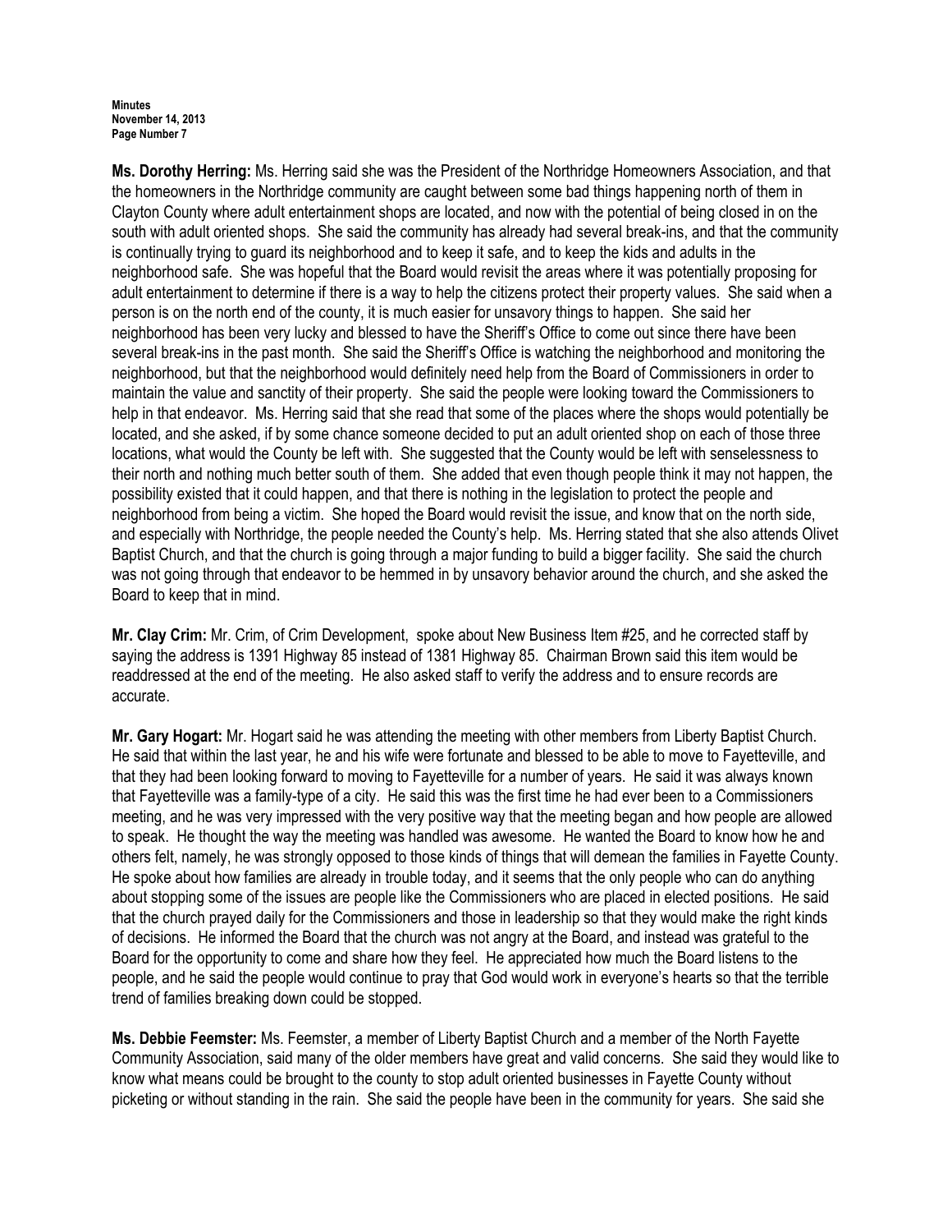**Ms. Dorothy Herring:** Ms. Herring said she was the President of the Northridge Homeowners Association, and that the homeowners in the Northridge community are caught between some bad things happening north of them in Clayton County where adult entertainment shops are located, and now with the potential of being closed in on the south with adult oriented shops. She said the community has already had several break-ins, and that the community is continually trying to guard its neighborhood and to keep it safe, and to keep the kids and adults in the neighborhood safe. She was hopeful that the Board would revisit the areas where it was potentially proposing for adult entertainment to determine if there is a way to help the citizens protect their property values. She said when a person is on the north end of the county, it is much easier for unsavory things to happen. She said her neighborhood has been very lucky and blessed to have the Sheriff's Office to come out since there have been several break-ins in the past month. She said the Sheriff's Office is watching the neighborhood and monitoring the neighborhood, but that the neighborhood would definitely need help from the Board of Commissioners in order to maintain the value and sanctity of their property. She said the people were looking toward the Commissioners to help in that endeavor. Ms. Herring said that she read that some of the places where the shops would potentially be located, and she asked, if by some chance someone decided to put an adult oriented shop on each of those three locations, what would the County be left with. She suggested that the County would be left with senselessness to their north and nothing much better south of them. She added that even though people think it may not happen, the possibility existed that it could happen, and that there is nothing in the legislation to protect the people and neighborhood from being a victim. She hoped the Board would revisit the issue, and know that on the north side, and especially with Northridge, the people needed the County's help. Ms. Herring stated that she also attends Olivet Baptist Church, and that the church is going through a major funding to build a bigger facility. She said the church was not going through that endeavor to be hemmed in by unsavory behavior around the church, and she asked the Board to keep that in mind.

**Mr. Clay Crim:** Mr. Crim, of Crim Development, spoke about New Business Item #25, and he corrected staff by saying the address is 1391 Highway 85 instead of 1381 Highway 85. Chairman Brown said this item would be readdressed at the end of the meeting. He also asked staff to verify the address and to ensure records are accurate.

**Mr. Gary Hogart:** Mr. Hogart said he was attending the meeting with other members from Liberty Baptist Church. He said that within the last year, he and his wife were fortunate and blessed to be able to move to Fayetteville, and that they had been looking forward to moving to Fayetteville for a number of years. He said it was always known that Fayetteville was a family-type of a city. He said this was the first time he had ever been to a Commissioners meeting, and he was very impressed with the very positive way that the meeting began and how people are allowed to speak. He thought the way the meeting was handled was awesome. He wanted the Board to know how he and others felt, namely, he was strongly opposed to those kinds of things that will demean the families in Fayette County. He spoke about how families are already in trouble today, and it seems that the only people who can do anything about stopping some of the issues are people like the Commissioners who are placed in elected positions. He said that the church prayed daily for the Commissioners and those in leadership so that they would make the right kinds of decisions. He informed the Board that the church was not angry at the Board, and instead was grateful to the Board for the opportunity to come and share how they feel. He appreciated how much the Board listens to the people, and he said the people would continue to pray that God would work in everyone's hearts so that the terrible trend of families breaking down could be stopped.

**Ms. Debbie Feemster:** Ms. Feemster, a member of Liberty Baptist Church and a member of the North Fayette Community Association, said many of the older members have great and valid concerns. She said they would like to know what means could be brought to the county to stop adult oriented businesses in Fayette County without picketing or without standing in the rain. She said the people have been in the community for years. She said she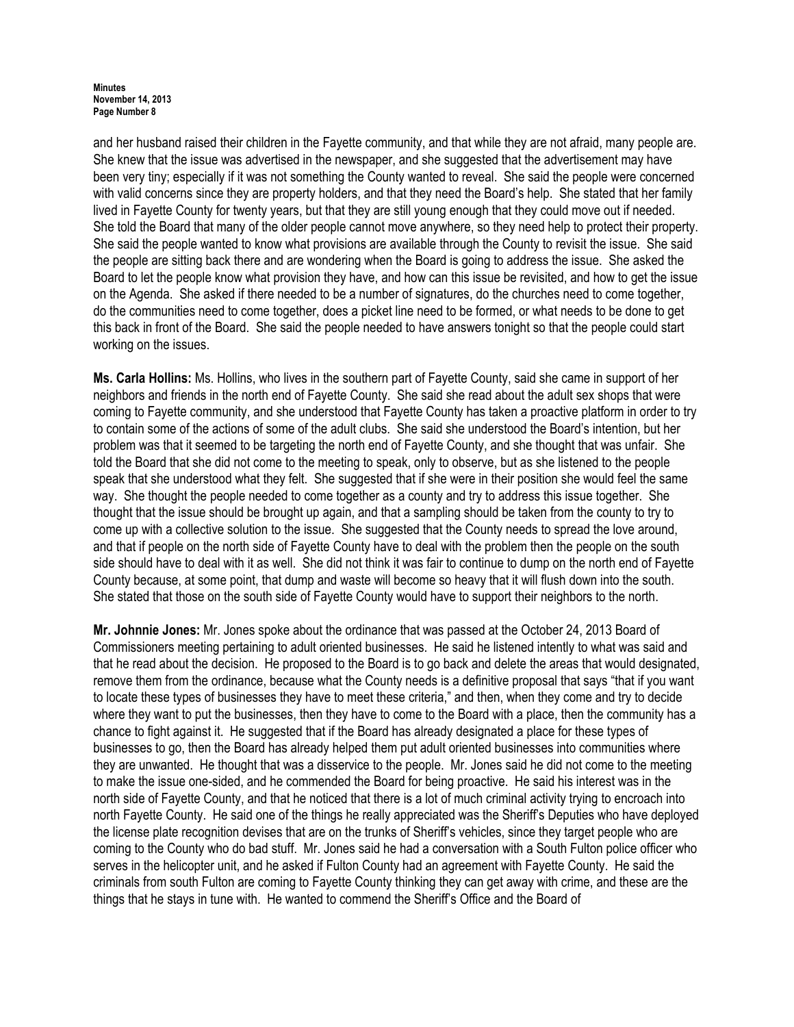and her husband raised their children in the Fayette community, and that while they are not afraid, many people are. She knew that the issue was advertised in the newspaper, and she suggested that the advertisement may have been very tiny; especially if it was not something the County wanted to reveal. She said the people were concerned with valid concerns since they are property holders, and that they need the Board's help. She stated that her family lived in Fayette County for twenty years, but that they are still young enough that they could move out if needed. She told the Board that many of the older people cannot move anywhere, so they need help to protect their property. She said the people wanted to know what provisions are available through the County to revisit the issue. She said the people are sitting back there and are wondering when the Board is going to address the issue. She asked the Board to let the people know what provision they have, and how can this issue be revisited, and how to get the issue on the Agenda. She asked if there needed to be a number of signatures, do the churches need to come together, do the communities need to come together, does a picket line need to be formed, or what needs to be done to get this back in front of the Board. She said the people needed to have answers tonight so that the people could start working on the issues.

**Ms. Carla Hollins:** Ms. Hollins, who lives in the southern part of Fayette County, said she came in support of her neighbors and friends in the north end of Fayette County. She said she read about the adult sex shops that were coming to Fayette community, and she understood that Fayette County has taken a proactive platform in order to try to contain some of the actions of some of the adult clubs. She said she understood the Board's intention, but her problem was that it seemed to be targeting the north end of Fayette County, and she thought that was unfair. She told the Board that she did not come to the meeting to speak, only to observe, but as she listened to the people speak that she understood what they felt. She suggested that if she were in their position she would feel the same way. She thought the people needed to come together as a county and try to address this issue together. She thought that the issue should be brought up again, and that a sampling should be taken from the county to try to come up with a collective solution to the issue. She suggested that the County needs to spread the love around, and that if people on the north side of Fayette County have to deal with the problem then the people on the south side should have to deal with it as well. She did not think it was fair to continue to dump on the north end of Fayette County because, at some point, that dump and waste will become so heavy that it will flush down into the south. She stated that those on the south side of Fayette County would have to support their neighbors to the north.

**Mr. Johnnie Jones:** Mr. Jones spoke about the ordinance that was passed at the October 24, 2013 Board of Commissioners meeting pertaining to adult oriented businesses. He said he listened intently to what was said and that he read about the decision. He proposed to the Board is to go back and delete the areas that would designated, remove them from the ordinance, because what the County needs is a definitive proposal that says "that if you want to locate these types of businesses they have to meet these criteria," and then, when they come and try to decide where they want to put the businesses, then they have to come to the Board with a place, then the community has a chance to fight against it. He suggested that if the Board has already designated a place for these types of businesses to go, then the Board has already helped them put adult oriented businesses into communities where they are unwanted. He thought that was a disservice to the people. Mr. Jones said he did not come to the meeting to make the issue one-sided, and he commended the Board for being proactive. He said his interest was in the north side of Fayette County, and that he noticed that there is a lot of much criminal activity trying to encroach into north Fayette County. He said one of the things he really appreciated was the Sheriff's Deputies who have deployed the license plate recognition devises that are on the trunks of Sheriff's vehicles, since they target people who are coming to the County who do bad stuff. Mr. Jones said he had a conversation with a South Fulton police officer who serves in the helicopter unit, and he asked if Fulton County had an agreement with Fayette County. He said the criminals from south Fulton are coming to Fayette County thinking they can get away with crime, and these are the things that he stays in tune with. He wanted to commend the Sheriff's Office and the Board of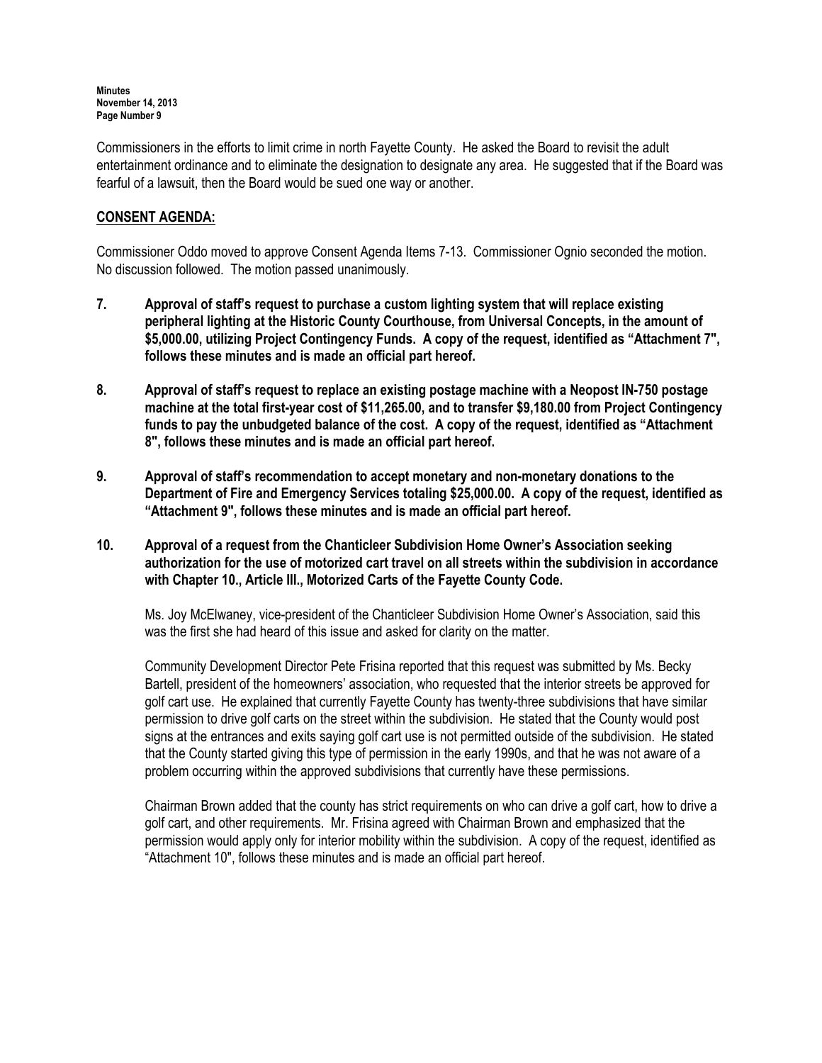Commissioners in the efforts to limit crime in north Fayette County. He asked the Board to revisit the adult entertainment ordinance and to eliminate the designation to designate any area. He suggested that if the Board was fearful of a lawsuit, then the Board would be sued one way or another.

## CONSENT AGENDA:

Commissioner Oddo moved to approve Consent Agenda Items 7-13. Commissioner Ognio seconded the motion. No discussion followed. The motion passed unanimously.

**7. Approval of staff's request to purchase a custom lighting system that will replace existing peripheral lighting at the Historic County Courthouse, from Universal Concepts, in the amount of $5,000.00, utilizing Project Contingency Funds. A copy of the request, identified as "Attachment 7", follows these minutes and is made an official part hereof.**

**8. Approval of staff's request to replace an existing postage machine with a Neopost IN-750 postage machine at the total first-year cost of $11,265.00, and to transfer $9,180.00 from Project Contingency funds to pay the unbudgeted balance of the cost. A copy of the request, identified as "Attachment 8", follows these minutes and is made an official part hereof.**

**9. Approval of staff's recommendation to accept monetary and non-monetary donations to the Department of Fire and Emergency Services totaling $25,000.00. A copy of the request, identified as "Attachment 9", follows these minutes and is made an official part hereof.**

**10. Approval of a request from the Chanticleer Subdivision Home Owner's Association seeking authorization for the use of motorized cart travel on all streets within the subdivision in accordance with Chapter 10., Article III., Motorized Carts of the Fayette County Code.**

Ms. Joy McElwaney, vice-president of the Chanticleer Subdivision Home Owner's Association, said this was the first she had heard of this issue and asked for clarity on the matter.

Community Development Director Pete Frisina reported that this request was submitted by Ms. Becky Bartell, president of the homeowners' association, who requested that the interior streets be approved for golf cart use. He explained that currently Fayette County has twenty-three subdivisions that have similar permission to drive golf carts on the street within the subdivision. He stated that the County would post signs at the entrances and exits saying golf cart use is not permitted outside of the subdivision. He stated that the County started giving this type of permission in the early 1990s, and that he was not aware of a problem occurring within the approved subdivisions that currently have these permissions.

Chairman Brown added that the county has strict requirements on who can drive a golf cart, how to drive a golf cart, and other requirements. Mr. Frisina agreed with Chairman Brown and emphasized that the permission would apply only for interior mobility within the subdivision. A copy of the request, identified as "Attachment 10", follows these minutes and is made an official part hereof.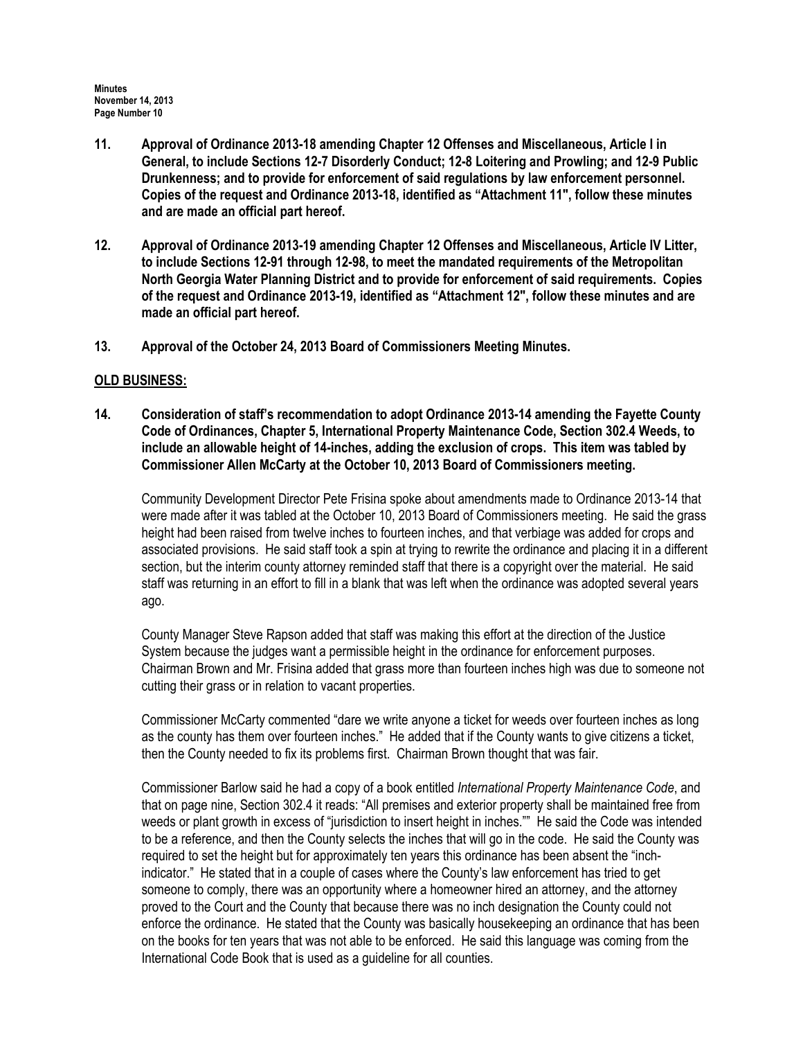**11. Approval of Ordinance 2013-18 amending Chapter 12 Offenses and Miscellaneous, Article I in General, to include Sections 12-7 Disorderly Conduct; 12-8 Loitering and Prowling; and 12-9 Public Drunkenness; and to provide for enforcement of said regulations by law enforcement personnel. Copies of the request and Ordinance 2013-18, identified as "Attachment 11", follow these minutes and are made an official part hereof.**

**12. Approval of Ordinance 2013-19 amending Chapter 12 Offenses and Miscellaneous, Article IV Litter, to include Sections 12-91 through 12-98, to meet the mandated requirements of the Metropolitan North Georgia Water Planning District and to provide for enforcement of said requirements. Copies of the request and Ordinance 2013-19, identified as "Attachment 12", follow these minutes and are made an official part hereof.**

**13. Approval of the October 24, 2013 Board of Commissioners Meeting Minutes.**

## OLD BUSINESS:

**14. Consideration of staff's recommendation to adopt Ordinance 2013-14 amending the Fayette County Code of Ordinances, Chapter 5, International Property Maintenance Code, Section 302.4 Weeds, to include an allowable height of 14-inches, adding the exclusion of crops. This item was tabled by Commissioner Allen McCarty at the October 10, 2013 Board of Commissioners meeting.**

Community Development Director Pete Frisina spoke about amendments made to Ordinance 2013-14 that were made after it was tabled at the October 10, 2013 Board of Commissioners meeting. He said the grass height had been raised from twelve inches to fourteen inches, and that verbiage was added for crops and associated provisions. He said staff took a spin at trying to rewrite the ordinance and placing it in a different section, but the interim county attorney reminded staff that there is a copyright over the material. He said staff was returning in an effort to fill in a blank that was left when the ordinance was adopted several years ago.

County Manager Steve Rapson added that staff was making this effort at the direction of the Justice System because the judges want a permissible height in the ordinance for enforcement purposes. Chairman Brown and Mr. Frisina added that grass more than fourteen inches high was due to someone not cutting their grass or in relation to vacant properties.

Commissioner McCarty commented "dare we write anyone a ticket for weeds over fourteen inches as long as the county has them over fourteen inches." He added that if the County wants to give citizens a ticket, then the County needed to fix its problems first. Chairman Brown thought that was fair.

Commissioner Barlow said he had a copy of a book entitled *International Property Maintenance Code*, and that on page nine, Section 302.4 it reads: "All premises and exterior property shall be maintained free from weeds or plant growth in excess of "jurisdiction to insert height in inches."" He said the Code was intended to be a reference, and then the County selects the inches that will go in the code. He said the County was required to set the height but for approximately ten years this ordinance has been absent the "inch-indicator." He stated that in a couple of cases where the County's law enforcement has tried to get someone to comply, there was an opportunity where a homeowner hired an attorney, and the attorney proved to the Court and the County that because there was no inch designation the County could not enforce the ordinance. He stated that the County was basically housekeeping an ordinance that has been on the books for ten years that was not able to be enforced. He said this language was coming from the International Code Book that is used as a guideline for all counties.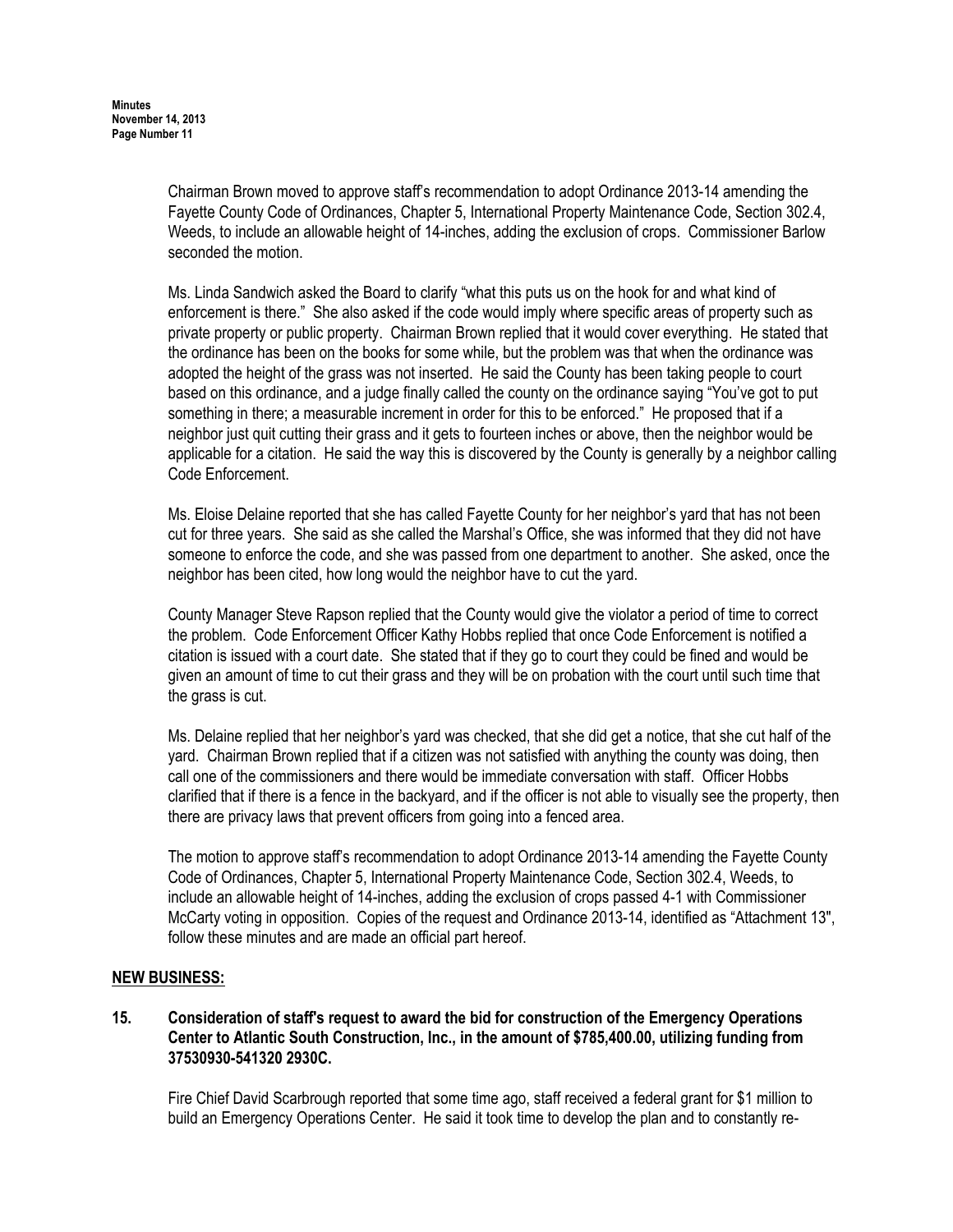Chairman Brown moved to approve staff's recommendation to adopt Ordinance 2013-14 amending the Fayette County Code of Ordinances, Chapter 5, International Property Maintenance Code, Section 302.4, Weeds, to include an allowable height of 14-inches, adding the exclusion of crops. Commissioner Barlow seconded the motion.

Ms. Linda Sandwich asked the Board to clarify "what this puts us on the hook for and what kind of enforcement is there." She also asked if the code would imply where specific areas of property such as private property or public property. Chairman Brown replied that it would cover everything. He stated that the ordinance has been on the books for some while, but the problem was that when the ordinance was adopted the height of the grass was not inserted. He said the County has been taking people to court based on this ordinance, and a judge finally called the county on the ordinance saying "You've got to put something in there; a measurable increment in order for this to be enforced." He proposed that if a neighbor just quit cutting their grass and it gets to fourteen inches or above, then the neighbor would be applicable for a citation. He said the way this is discovered by the County is generally by a neighbor calling Code Enforcement.

Ms. Eloise Delaine reported that she has called Fayette County for her neighbor's yard that has not been cut for three years. She said as she called the Marshal's Office, she was informed that they did not have someone to enforce the code, and she was passed from one department to another. She asked, once the neighbor has been cited, how long would the neighbor have to cut the yard.

County Manager Steve Rapson replied that the County would give the violator a period of time to correct the problem. Code Enforcement Officer Kathy Hobbs replied that once Code Enforcement is notified a citation is issued with a court date. She stated that if they go to court they could be fined and would be given an amount of time to cut their grass and they will be on probation with the court until such time that the grass is cut.

Ms. Delaine replied that her neighbor's yard was checked, that she did get a notice, that she cut half of the yard. Chairman Brown replied that if a citizen was not satisfied with anything the county was doing, then call one of the commissioners and there would be immediate conversation with staff. Officer Hobbs clarified that if there is a fence in the backyard, and if the officer is not able to visually see the property, then there are privacy laws that prevent officers from going into a fenced area.

The motion to approve staff's recommendation to adopt Ordinance 2013-14 amending the Fayette County Code of Ordinances, Chapter 5, International Property Maintenance Code, Section 302.4, Weeds, to include an allowable height of 14-inches, adding the exclusion of crops passed 4-1 with Commissioner McCarty voting in opposition. Copies of the request and Ordinance 2013-14, identified as "Attachment 13", follow these minutes and are made an official part hereof.

## NEW BUSINESS:

**15. Consideration of staff's request to award the bid for construction of the Emergency Operations Center to Atlantic South Construction, Inc., in the amount of $785,400.00, utilizing funding from 37530930-541320 2930C.**

Fire Chief David Scarbrough reported that some time ago, staff received a federal grant for $1 million to build an Emergency Operations Center. He said it took time to develop the plan and to constantly re-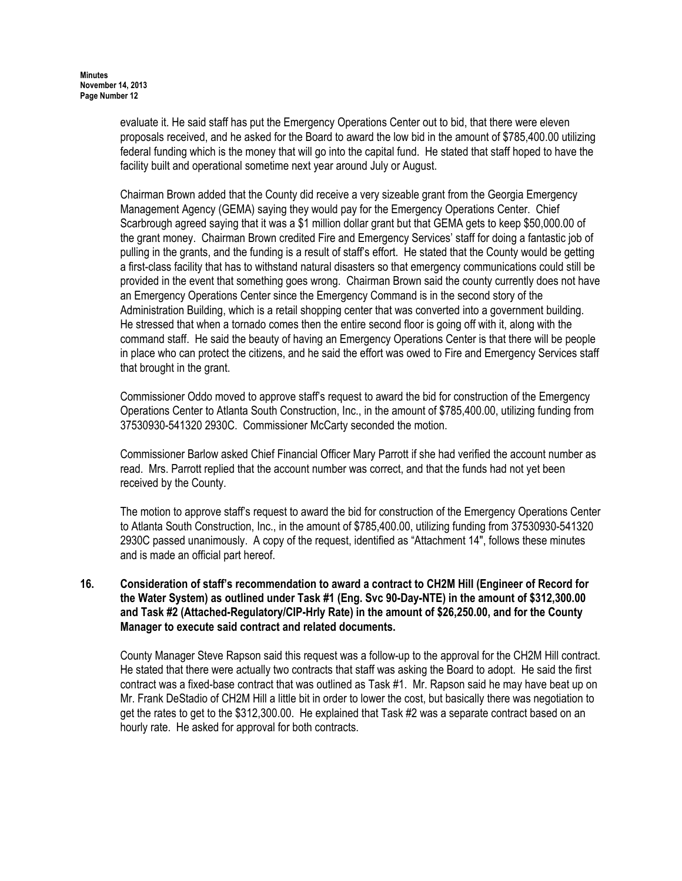evaluate it. He said staff has put the Emergency Operations Center out to bid, that there were eleven proposals received, and he asked for the Board to award the low bid in the amount of $785,400.00 utilizing federal funding which is the money that will go into the capital fund. He stated that staff hoped to have the facility built and operational sometime next year around July or August.

Chairman Brown added that the County did receive a very sizeable grant from the Georgia Emergency Management Agency (GEMA) saying they would pay for the Emergency Operations Center. Chief Scarbrough agreed saying that it was a $1 million dollar grant but that GEMA gets to keep $50,000.00 of the grant money. Chairman Brown credited Fire and Emergency Services' staff for doing a fantastic job of pulling in the grants, and the funding is a result of staff's effort. He stated that the County would be getting a first-class facility that has to withstand natural disasters so that emergency communications could still be provided in the event that something goes wrong. Chairman Brown said the county currently does not have an Emergency Operations Center since the Emergency Command is in the second story of the Administration Building, which is a retail shopping center that was converted into a government building. He stressed that when a tornado comes then the entire second floor is going off with it, along with the command staff. He said the beauty of having an Emergency Operations Center is that there will be people in place who can protect the citizens, and he said the effort was owed to Fire and Emergency Services staff that brought in the grant.

Commissioner Oddo moved to approve staff's request to award the bid for construction of the Emergency Operations Center to Atlanta South Construction, Inc., in the amount of $785,400.00, utilizing funding from 37530930-541320 2930C. Commissioner McCarty seconded the motion.

Commissioner Barlow asked Chief Financial Officer Mary Parrott if she had verified the account number as read. Mrs. Parrott replied that the account number was correct, and that the funds had not yet been received by the County.

The motion to approve staff's request to award the bid for construction of the Emergency Operations Center to Atlanta South Construction, Inc., in the amount of $785,400.00, utilizing funding from 37530930-541320 2930C passed unanimously. A copy of the request, identified as "Attachment 14", follows these minutes and is made an official part hereof.

**16. Consideration of staff's recommendation to award a contract to CH2M Hill (Engineer of Record for the Water System) as outlined under Task #1 (Eng. Svc 90-Day-NTE) in the amount of $312,300.00 and Task #2 (Attached-Regulatory/CIP-Hrly Rate) in the amount of $26,250.00, and for the County Manager to execute said contract and related documents.**

County Manager Steve Rapson said this request was a follow-up to the approval for the CH2M Hill contract. He stated that there were actually two contracts that staff was asking the Board to adopt. He said the first contract was a fixed-base contract that was outlined as Task #1. Mr. Rapson said he may have beat up on Mr. Frank DeStadio of CH2M Hill a little bit in order to lower the cost, but basically there was negotiation to get the rates to get to the $312,300.00. He explained that Task #2 was a separate contract based on an hourly rate. He asked for approval for both contracts.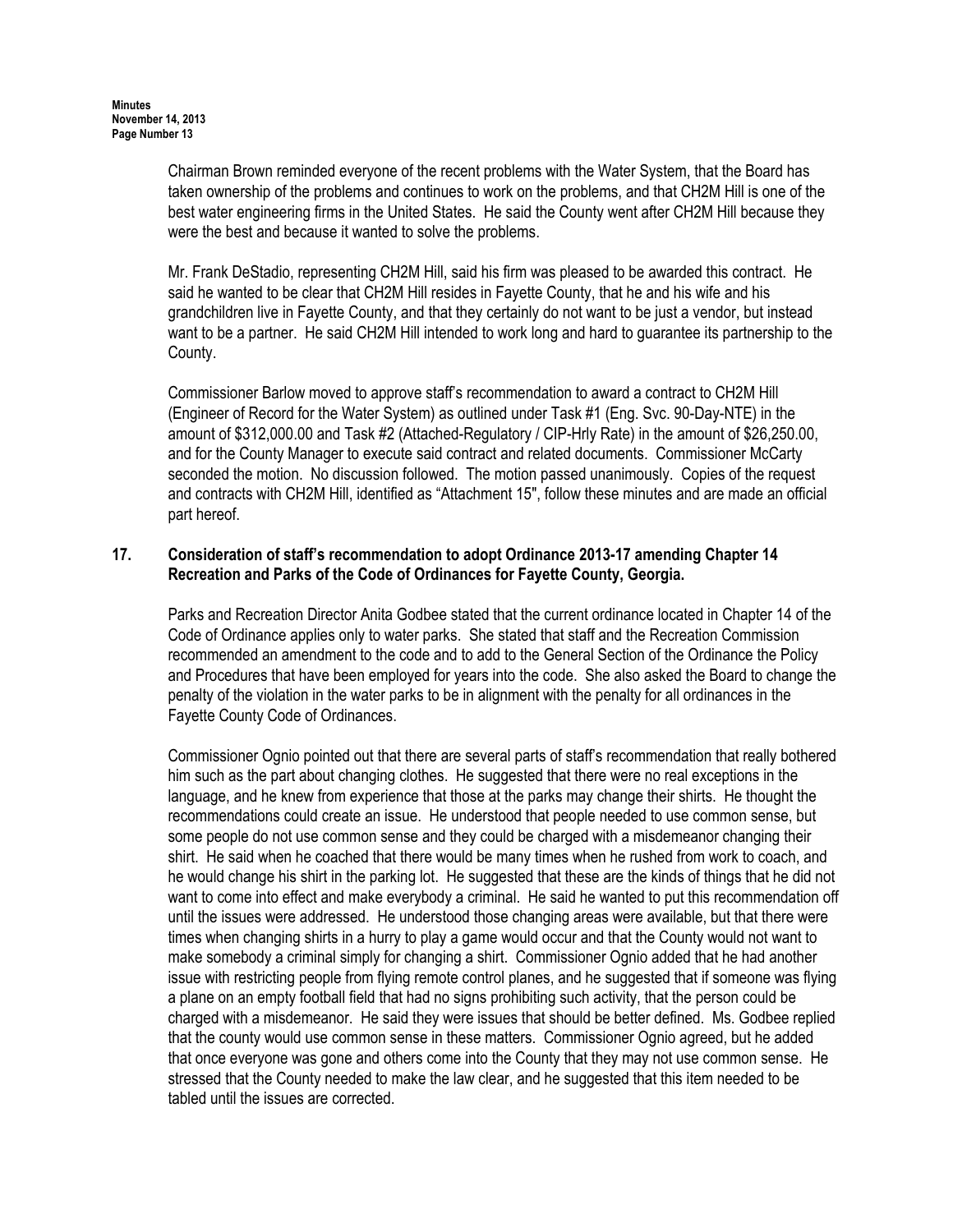Chairman Brown reminded everyone of the recent problems with the Water System, that the Board has taken ownership of the problems and continues to work on the problems, and that CH2M Hill is one of the best water engineering firms in the United States. He said the County went after CH2M Hill because they were the best and because it wanted to solve the problems.

Mr. Frank DeStadio, representing CH2M Hill, said his firm was pleased to be awarded this contract. He said he wanted to be clear that CH2M Hill resides in Fayette County, that he and his wife and his grandchildren live in Fayette County, and that they certainly do not want to be just a vendor, but instead want to be a partner. He said CH2M Hill intended to work long and hard to guarantee its partnership to the County.

Commissioner Barlow moved to approve staff's recommendation to award a contract to CH2M Hill (Engineer of Record for the Water System) as outlined under Task #1 (Eng. Svc. 90-Day-NTE) in the amount of $312,000.00 and Task #2 (Attached-Regulatory / CIP-Hrly Rate) in the amount of $26,250.00, and for the County Manager to execute said contract and related documents. Commissioner McCarty seconded the motion. No discussion followed. The motion passed unanimously. Copies of the request and contracts with CH2M Hill, identified as "Attachment 15", follow these minutes and are made an official part hereof.

**17. Consideration of staff's recommendation to adopt Ordinance 2013-17 amending Chapter 14 Recreation and Parks of the Code of Ordinances for Fayette County, Georgia.**

Parks and Recreation Director Anita Godbee stated that the current ordinance located in Chapter 14 of the Code of Ordinance applies only to water parks. She stated that staff and the Recreation Commission recommended an amendment to the code and to add to the General Section of the Ordinance the Policy and Procedures that have been employed for years into the code. She also asked the Board to change the penalty of the violation in the water parks to be in alignment with the penalty for all ordinances in the Fayette County Code of Ordinances.

Commissioner Ognio pointed out that there are several parts of staff's recommendation that really bothered him such as the part about changing clothes. He suggested that there were no real exceptions in the language, and he knew from experience that those at the parks may change their shirts. He thought the recommendations could create an issue. He understood that people needed to use common sense, but some people do not use common sense and they could be charged with a misdemeanor changing their shirt. He said when he coached that there would be many times when he rushed from work to coach, and he would change his shirt in the parking lot. He suggested that these are the kinds of things that he did not want to come into effect and make everybody a criminal. He said he wanted to put this recommendation off until the issues were addressed. He understood those changing areas were available, but that there were times when changing shirts in a hurry to play a game would occur and that the County would not want to make somebody a criminal simply for changing a shirt. Commissioner Ognio added that he had another issue with restricting people from flying remote control planes, and he suggested that if someone was flying a plane on an empty football field that had no signs prohibiting such activity, that the person could be charged with a misdemeanor. He said they were issues that should be better defined. Ms. Godbee replied that the county would use common sense in these matters. Commissioner Ognio agreed, but he added that once everyone was gone and others come into the County that they may not use common sense. He stressed that the County needed to make the law clear, and he suggested that this item needed to be tabled until the issues are corrected.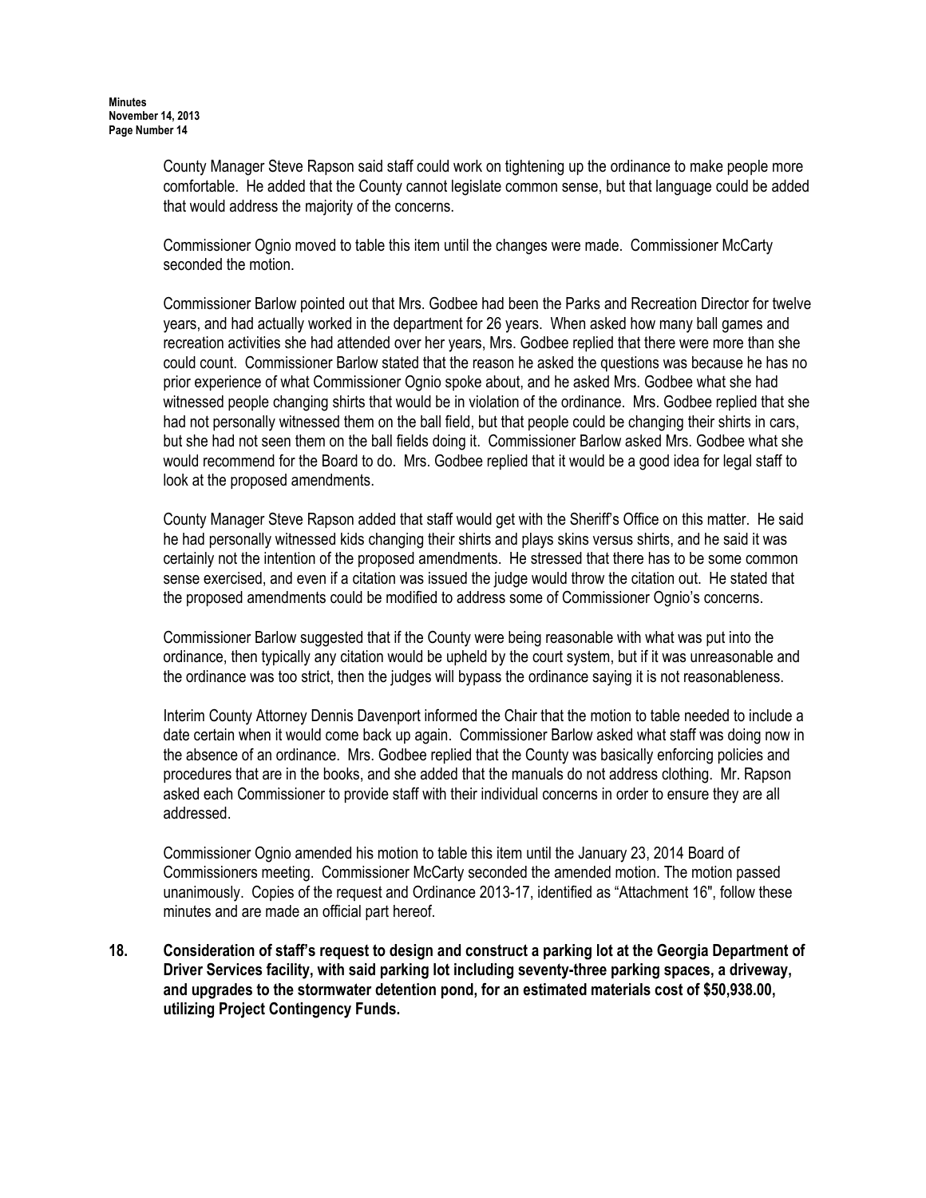County Manager Steve Rapson said staff could work on tightening up the ordinance to make people more comfortable. He added that the County cannot legislate common sense, but that language could be added that would address the majority of the concerns.

Commissioner Ognio moved to table this item until the changes were made. Commissioner McCarty seconded the motion.

Commissioner Barlow pointed out that Mrs. Godbee had been the Parks and Recreation Director for twelve years, and had actually worked in the department for 26 years. When asked how many ball games and recreation activities she had attended over her years, Mrs. Godbee replied that there were more than she could count. Commissioner Barlow stated that the reason he asked the questions was because he has no prior experience of what Commissioner Ognio spoke about, and he asked Mrs. Godbee what she had witnessed people changing shirts that would be in violation of the ordinance. Mrs. Godbee replied that she had not personally witnessed them on the ball field, but that people could be changing their shirts in cars, but she had not seen them on the ball fields doing it. Commissioner Barlow asked Mrs. Godbee what she would recommend for the Board to do. Mrs. Godbee replied that it would be a good idea for legal staff to look at the proposed amendments.

County Manager Steve Rapson added that staff would get with the Sheriff's Office on this matter. He said he had personally witnessed kids changing their shirts and plays skins versus shirts, and he said it was certainly not the intention of the proposed amendments. He stressed that there has to be some common sense exercised, and even if a citation was issued the judge would throw the citation out. He stated that the proposed amendments could be modified to address some of Commissioner Ognio's concerns.

Commissioner Barlow suggested that if the County were being reasonable with what was put into the ordinance, then typically any citation would be upheld by the court system, but if it was unreasonable and the ordinance was too strict, then the judges will bypass the ordinance saying it is not reasonableness.

Interim County Attorney Dennis Davenport informed the Chair that the motion to table needed to include a date certain when it would come back up again. Commissioner Barlow asked what staff was doing now in the absence of an ordinance. Mrs. Godbee replied that the County was basically enforcing policies and procedures that are in the books, and she added that the manuals do not address clothing. Mr. Rapson asked each Commissioner to provide staff with their individual concerns in order to ensure they are all addressed.

Commissioner Ognio amended his motion to table this item until the January 23, 2014 Board of Commissioners meeting. Commissioner McCarty seconded the amended motion. The motion passed unanimously. Copies of the request and Ordinance 2013-17, identified as "Attachment 16", follow these minutes and are made an official part hereof.

**18. Consideration of staff's request to design and construct a parking lot at the Georgia Department of Driver Services facility, with said parking lot including seventy-three parking spaces, a driveway, and upgrades to the stormwater detention pond, for an estimated materials cost of $50,938.00, utilizing Project Contingency Funds.**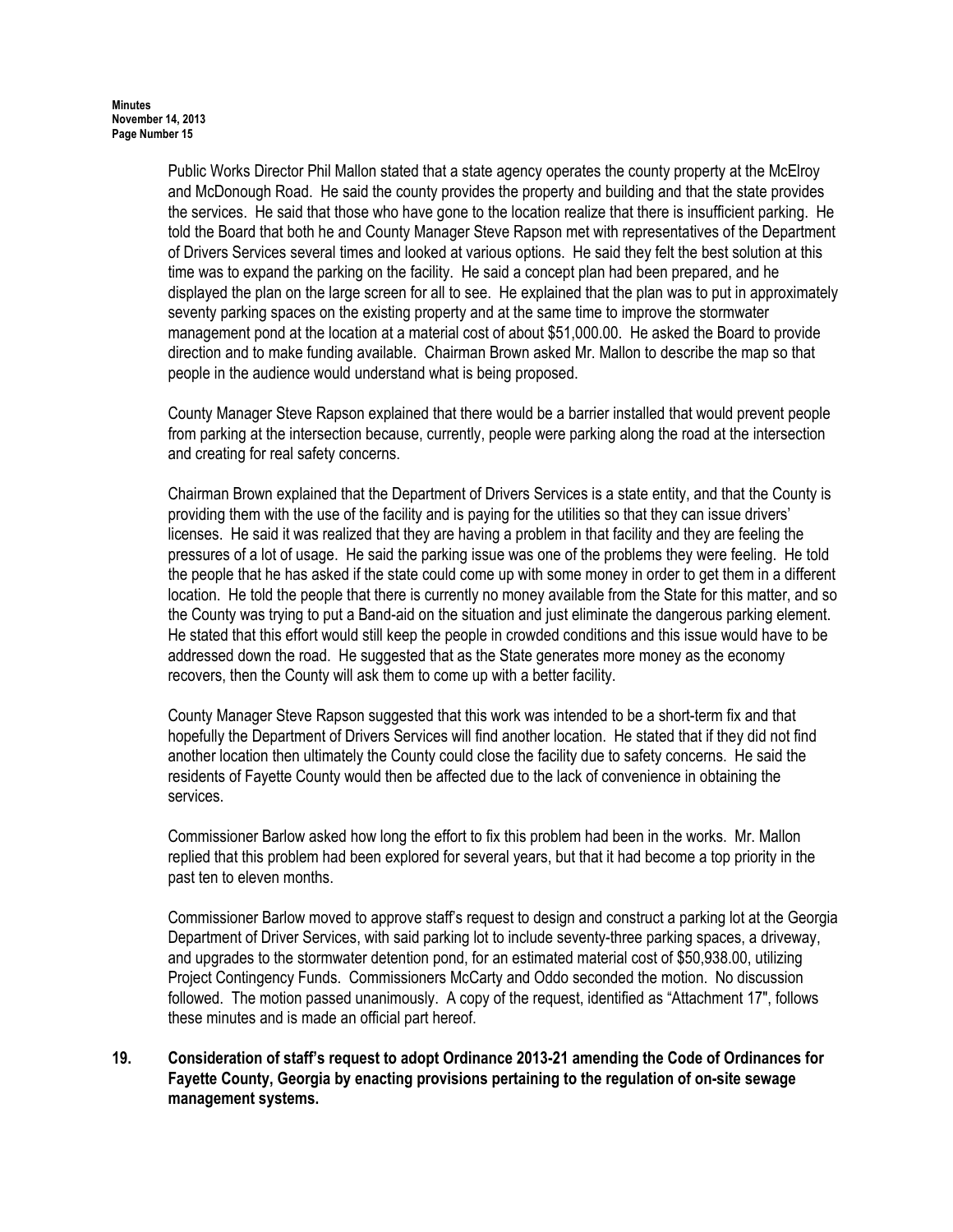Public Works Director Phil Mallon stated that a state agency operates the county property at the McElroy and McDonough Road. He said the county provides the property and building and that the state provides the services. He said that those who have gone to the location realize that there is insufficient parking. He told the Board that both he and County Manager Steve Rapson met with representatives of the Department of Drivers Services several times and looked at various options. He said they felt the best solution at this time was to expand the parking on the facility. He said a concept plan had been prepared, and he displayed the plan on the large screen for all to see. He explained that the plan was to put in approximately seventy parking spaces on the existing property and at the same time to improve the stormwater management pond at the location at a material cost of about $51,000.00. He asked the Board to provide direction and to make funding available. Chairman Brown asked Mr. Mallon to describe the map so that people in the audience would understand what is being proposed.

County Manager Steve Rapson explained that there would be a barrier installed that would prevent people from parking at the intersection because, currently, people were parking along the road at the intersection and creating for real safety concerns.

Chairman Brown explained that the Department of Drivers Services is a state entity, and that the County is providing them with the use of the facility and is paying for the utilities so that they can issue drivers' licenses. He said it was realized that they are having a problem in that facility and they are feeling the pressures of a lot of usage. He said the parking issue was one of the problems they were feeling. He told the people that he has asked if the state could come up with some money in order to get them in a different location. He told the people that there is currently no money available from the State for this matter, and so the County was trying to put a Band-aid on the situation and just eliminate the dangerous parking element. He stated that this effort would still keep the people in crowded conditions and this issue would have to be addressed down the road. He suggested that as the State generates more money as the economy recovers, then the County will ask them to come up with a better facility.

County Manager Steve Rapson suggested that this work was intended to be a short-term fix and that hopefully the Department of Drivers Services will find another location. He stated that if they did not find another location then ultimately the County could close the facility due to safety concerns. He said the residents of Fayette County would then be affected due to the lack of convenience in obtaining the services.

Commissioner Barlow asked how long the effort to fix this problem had been in the works. Mr. Mallon replied that this problem had been explored for several years, but that it had become a top priority in the past ten to eleven months.

Commissioner Barlow moved to approve staff's request to design and construct a parking lot at the Georgia Department of Driver Services, with said parking lot to include seventy-three parking spaces, a driveway, and upgrades to the stormwater detention pond, for an estimated material cost of $50,938.00, utilizing Project Contingency Funds. Commissioners McCarty and Oddo seconded the motion. No discussion followed. The motion passed unanimously. A copy of the request, identified as "Attachment 17", follows these minutes and is made an official part hereof.

**19. Consideration of staff's request to adopt Ordinance 2013-21 amending the Code of Ordinances for Fayette County, Georgia by enacting provisions pertaining to the regulation of on-site sewage management systems.**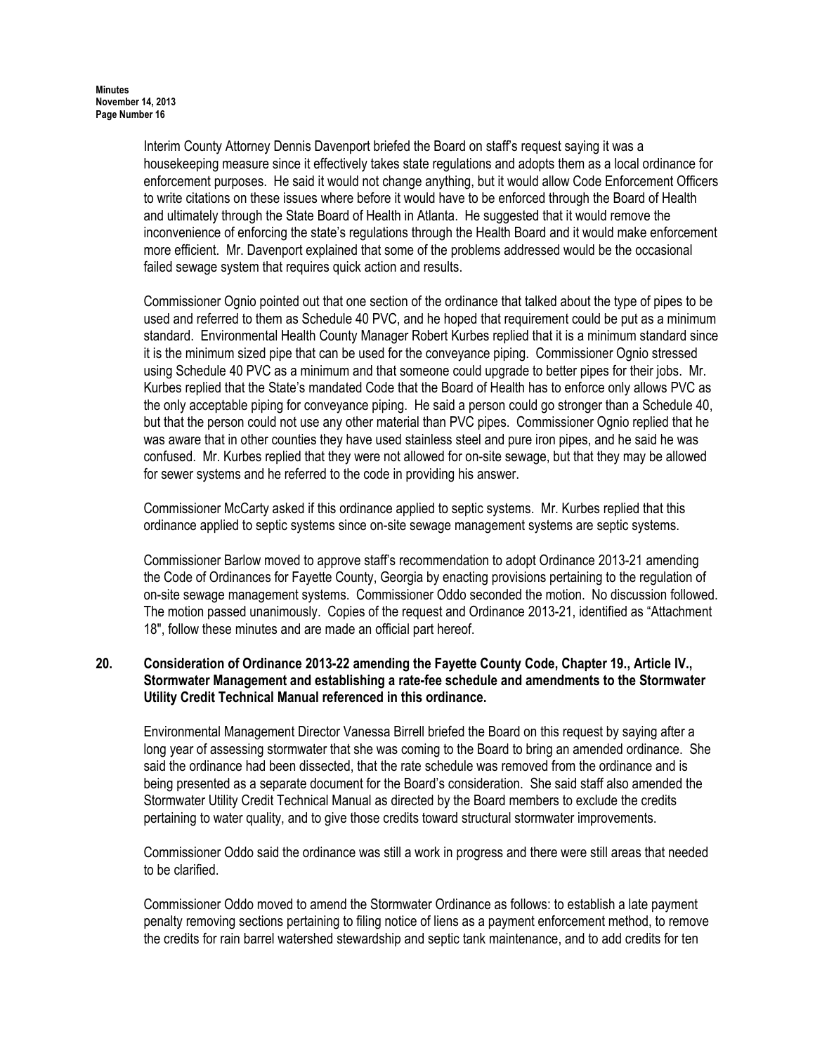Interim County Attorney Dennis Davenport briefed the Board on staff's request saying it was a housekeeping measure since it effectively takes state regulations and adopts them as a local ordinance for enforcement purposes. He said it would not change anything, but it would allow Code Enforcement Officers to write citations on these issues where before it would have to be enforced through the Board of Health and ultimately through the State Board of Health in Atlanta. He suggested that it would remove the inconvenience of enforcing the state's regulations through the Health Board and it would make enforcement more efficient. Mr. Davenport explained that some of the problems addressed would be the occasional failed sewage system that requires quick action and results.

Commissioner Ognio pointed out that one section of the ordinance that talked about the type of pipes to be used and referred to them as Schedule 40 PVC, and he hoped that requirement could be put as a minimum standard. Environmental Health County Manager Robert Kurbes replied that it is a minimum standard since it is the minimum sized pipe that can be used for the conveyance piping. Commissioner Ognio stressed using Schedule 40 PVC as a minimum and that someone could upgrade to better pipes for their jobs. Mr. Kurbes replied that the State's mandated Code that the Board of Health has to enforce only allows PVC as the only acceptable piping for conveyance piping. He said a person could go stronger than a Schedule 40, but that the person could not use any other material than PVC pipes. Commissioner Ognio replied that he was aware that in other counties they have used stainless steel and pure iron pipes, and he said he was confused. Mr. Kurbes replied that they were not allowed for on-site sewage, but that they may be allowed for sewer systems and he referred to the code in providing his answer.

Commissioner McCarty asked if this ordinance applied to septic systems. Mr. Kurbes replied that this ordinance applied to septic systems since on-site sewage management systems are septic systems.

Commissioner Barlow moved to approve staff's recommendation to adopt Ordinance 2013-21 amending the Code of Ordinances for Fayette County, Georgia by enacting provisions pertaining to the regulation of on-site sewage management systems. Commissioner Oddo seconded the motion. No discussion followed. The motion passed unanimously. Copies of the request and Ordinance 2013-21, identified as "Attachment 18", follow these minutes and are made an official part hereof.

**20. Consideration of Ordinance 2013-22 amending the Fayette County Code, Chapter 19., Article IV., Stormwater Management and establishing a rate-fee schedule and amendments to the Stormwater Utility Credit Technical Manual referenced in this ordinance.**

Environmental Management Director Vanessa Birrell briefed the Board on this request by saying after a long year of assessing stormwater that she was coming to the Board to bring an amended ordinance. She said the ordinance had been dissected, that the rate schedule was removed from the ordinance and is being presented as a separate document for the Board's consideration. She said staff also amended the Stormwater Utility Credit Technical Manual as directed by the Board members to exclude the credits pertaining to water quality, and to give those credits toward structural stormwater improvements.

Commissioner Oddo said the ordinance was still a work in progress and there were still areas that needed to be clarified.

Commissioner Oddo moved to amend the Stormwater Ordinance as follows: to establish a late payment penalty removing sections pertaining to filing notice of liens as a payment enforcement method, to remove the credits for rain barrel watershed stewardship and septic tank maintenance, and to add credits for ten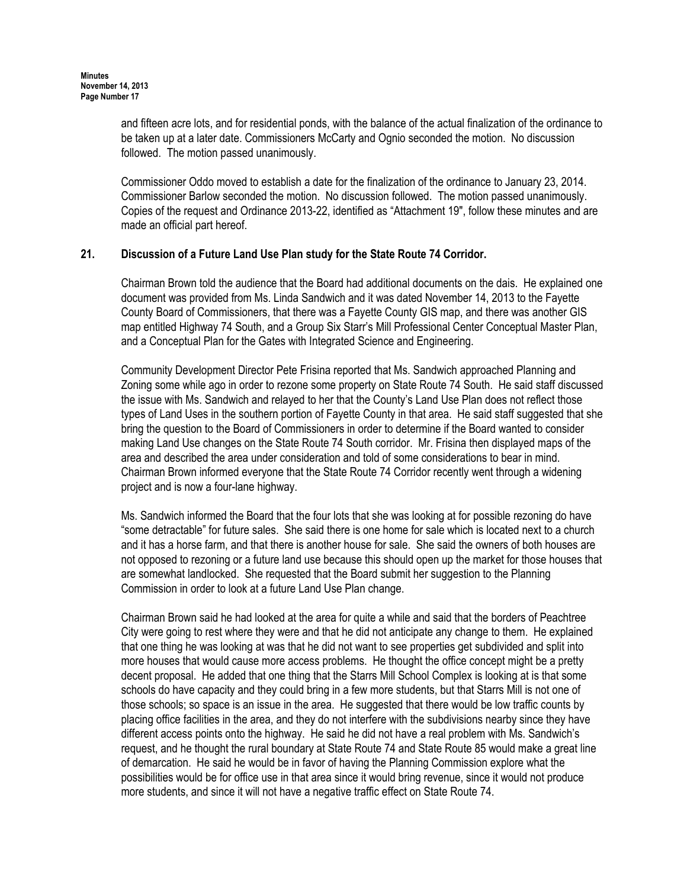and fifteen acre lots, and for residential ponds, with the balance of the actual finalization of the ordinance to be taken up at a later date. Commissioners McCarty and Ognio seconded the motion. No discussion followed. The motion passed unanimously.

Commissioner Oddo moved to establish a date for the finalization of the ordinance to January 23, 2014. Commissioner Barlow seconded the motion. No discussion followed. The motion passed unanimously. Copies of the request and Ordinance 2013-22, identified as "Attachment 19", follow these minutes and are made an official part hereof.

**21. Discussion of a Future Land Use Plan study for the State Route 74 Corridor.**

Chairman Brown told the audience that the Board had additional documents on the dais. He explained one document was provided from Ms. Linda Sandwich and it was dated November 14, 2013 to the Fayette County Board of Commissioners, that there was a Fayette County GIS map, and there was another GIS map entitled Highway 74 South, and a Group Six Starr's Mill Professional Center Conceptual Master Plan, and a Conceptual Plan for the Gates with Integrated Science and Engineering.

Community Development Director Pete Frisina reported that Ms. Sandwich approached Planning and Zoning some while ago in order to rezone some property on State Route 74 South. He said staff discussed the issue with Ms. Sandwich and relayed to her that the County's Land Use Plan does not reflect those types of Land Uses in the southern portion of Fayette County in that area. He said staff suggested that she bring the question to the Board of Commissioners in order to determine if the Board wanted to consider making Land Use changes on the State Route 74 South corridor. Mr. Frisina then displayed maps of the area and described the area under consideration and told of some considerations to bear in mind. Chairman Brown informed everyone that the State Route 74 Corridor recently went through a widening project and is now a four-lane highway.

Ms. Sandwich informed the Board that the four lots that she was looking at for possible rezoning do have "some detractable" for future sales. She said there is one home for sale which is located next to a church and it has a horse farm, and that there is another house for sale. She said the owners of both houses are not opposed to rezoning or a future land use because this should open up the market for those houses that are somewhat landlocked. She requested that the Board submit her suggestion to the Planning Commission in order to look at a future Land Use Plan change.

Chairman Brown said he had looked at the area for quite a while and said that the borders of Peachtree City were going to rest where they were and that he did not anticipate any change to them. He explained that one thing he was looking at was that he did not want to see properties get subdivided and split into more houses that would cause more access problems. He thought the office concept might be a pretty decent proposal. He added that one thing that the Starrs Mill School Complex is looking at is that some schools do have capacity and they could bring in a few more students, but that Starrs Mill is not one of those schools; so space is an issue in the area. He suggested that there would be low traffic counts by placing office facilities in the area, and they do not interfere with the subdivisions nearby since they have different access points onto the highway. He said he did not have a real problem with Ms. Sandwich's request, and he thought the rural boundary at State Route 74 and State Route 85 would make a great line of demarcation. He said he would be in favor of having the Planning Commission explore what the possibilities would be for office use in that area since it would bring revenue, since it would not produce more students, and since it will not have a negative traffic effect on State Route 74.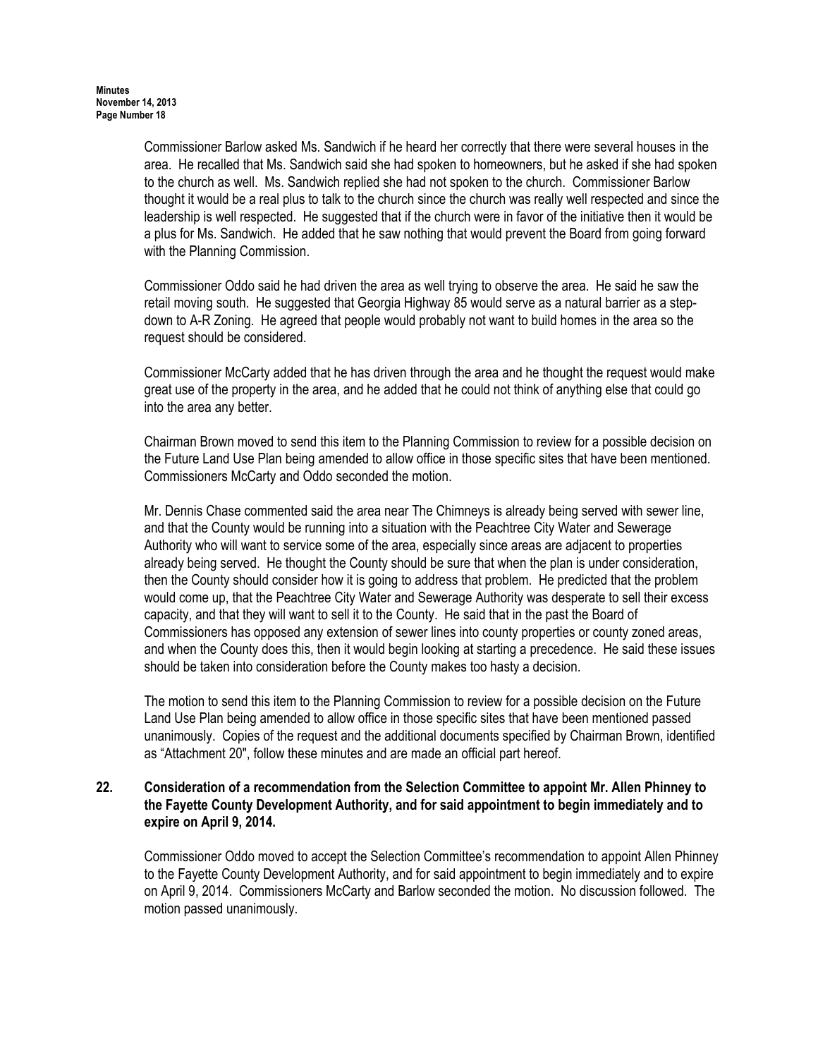Commissioner Barlow asked Ms. Sandwich if he heard her correctly that there were several houses in the area. He recalled that Ms. Sandwich said she had spoken to homeowners, but he asked if she had spoken to the church as well. Ms. Sandwich replied she had not spoken to the church. Commissioner Barlow thought it would be a real plus to talk to the church since the church was really well respected and since the leadership is well respected. He suggested that if the church were in favor of the initiative then it would be a plus for Ms. Sandwich. He added that he saw nothing that would prevent the Board from going forward with the Planning Commission.

Commissioner Oddo said he had driven the area as well trying to observe the area. He said he saw the retail moving south. He suggested that Georgia Highway 85 would serve as a natural barrier as a step-down to A-R Zoning. He agreed that people would probably not want to build homes in the area so the request should be considered.

Commissioner McCarty added that he has driven through the area and he thought the request would make great use of the property in the area, and he added that he could not think of anything else that could go into the area any better.

Chairman Brown moved to send this item to the Planning Commission to review for a possible decision on the Future Land Use Plan being amended to allow office in those specific sites that have been mentioned. Commissioners McCarty and Oddo seconded the motion.

Mr. Dennis Chase commented said the area near The Chimneys is already being served with sewer line, and that the County would be running into a situation with the Peachtree City Water and Sewerage Authority who will want to service some of the area, especially since areas are adjacent to properties already being served. He thought the County should be sure that when the plan is under consideration, then the County should consider how it is going to address that problem. He predicted that the problem would come up, that the Peachtree City Water and Sewerage Authority was desperate to sell their excess capacity, and that they will want to sell it to the County. He said that in the past the Board of Commissioners has opposed any extension of sewer lines into county properties or county zoned areas, and when the County does this, then it would begin looking at starting a precedence. He said these issues should be taken into consideration before the County makes too hasty a decision.

The motion to send this item to the Planning Commission to review for a possible decision on the Future Land Use Plan being amended to allow office in those specific sites that have been mentioned passed unanimously. Copies of the request and the additional documents specified by Chairman Brown, identified as "Attachment 20", follow these minutes and are made an official part hereof.

**22. Consideration of a recommendation from the Selection Committee to appoint Mr. Allen Phinney to the Fayette County Development Authority, and for said appointment to begin immediately and to expire on April 9, 2014.**

Commissioner Oddo moved to accept the Selection Committee's recommendation to appoint Allen Phinney to the Fayette County Development Authority, and for said appointment to begin immediately and to expire on April 9, 2014. Commissioners McCarty and Barlow seconded the motion. No discussion followed. The motion passed unanimously.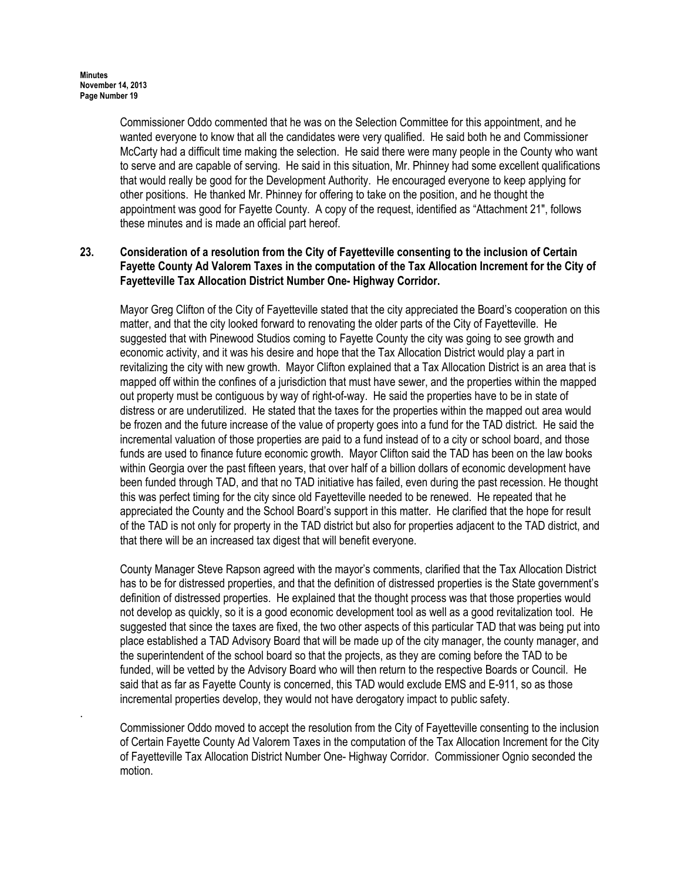Commissioner Oddo commented that he was on the Selection Committee for this appointment, and he wanted everyone to know that all the candidates were very qualified. He said both he and Commissioner McCarty had a difficult time making the selection. He said there were many people in the County who want to serve and are capable of serving. He said in this situation, Mr. Phinney had some excellent qualifications that would really be good for the Development Authority. He encouraged everyone to keep applying for other positions. He thanked Mr. Phinney for offering to take on the position, and he thought the appointment was good for Fayette County. A copy of the request, identified as "Attachment 21", follows these minutes and is made an official part hereof.

**23. Consideration of a resolution from the City of Fayetteville consenting to the inclusion of Certain Fayette County Ad Valorem Taxes in the computation of the Tax Allocation Increment for the City of Fayetteville Tax Allocation District Number One- Highway Corridor.**

Mayor Greg Clifton of the City of Fayetteville stated that the city appreciated the Board's cooperation on this matter, and that the city looked forward to renovating the older parts of the City of Fayetteville. He suggested that with Pinewood Studios coming to Fayette County the city was going to see growth and economic activity, and it was his desire and hope that the Tax Allocation District would play a part in revitalizing the city with new growth. Mayor Clifton explained that a Tax Allocation District is an area that is mapped off within the confines of a jurisdiction that must have sewer, and the properties within the mapped out property must be contiguous by way of right-of-way. He said the properties have to be in state of distress or are underutilized. He stated that the taxes for the properties within the mapped out area would be frozen and the future increase of the value of property goes into a fund for the TAD district. He said the incremental valuation of those properties are paid to a fund instead of to a city or school board, and those funds are used to finance future economic growth. Mayor Clifton said the TAD has been on the law books within Georgia over the past fifteen years, that over half of a billion dollars of economic development have been funded through TAD, and that no TAD initiative has failed, even during the past recession. He thought this was perfect timing for the city since old Fayetteville needed to be renewed. He repeated that he appreciated the County and the School Board's support in this matter. He clarified that the hope for result of the TAD is not only for property in the TAD district but also for properties adjacent to the TAD district, and that there will be an increased tax digest that will benefit everyone.

County Manager Steve Rapson agreed with the mayor's comments, clarified that the Tax Allocation District has to be for distressed properties, and that the definition of distressed properties is the State government's definition of distressed properties. He explained that the thought process was that those properties would not develop as quickly, so it is a good economic development tool as well as a good revitalization tool. He suggested that since the taxes are fixed, the two other aspects of this particular TAD that was being put into place established a TAD Advisory Board that will be made up of the city manager, the county manager, and the superintendent of the school board so that the projects, as they are coming before the TAD to be funded, will be vetted by the Advisory Board who will then return to the respective Boards or Council. He said that as far as Fayette County is concerned, this TAD would exclude EMS and E-911, so as those incremental properties develop, they would not have derogatory impact to public safety.

Commissioner Oddo moved to accept the resolution from the City of Fayetteville consenting to the inclusion of Certain Fayette County Ad Valorem Taxes in the computation of the Tax Allocation Increment for the City of Fayetteville Tax Allocation District Number One- Highway Corridor. Commissioner Ognio seconded the motion.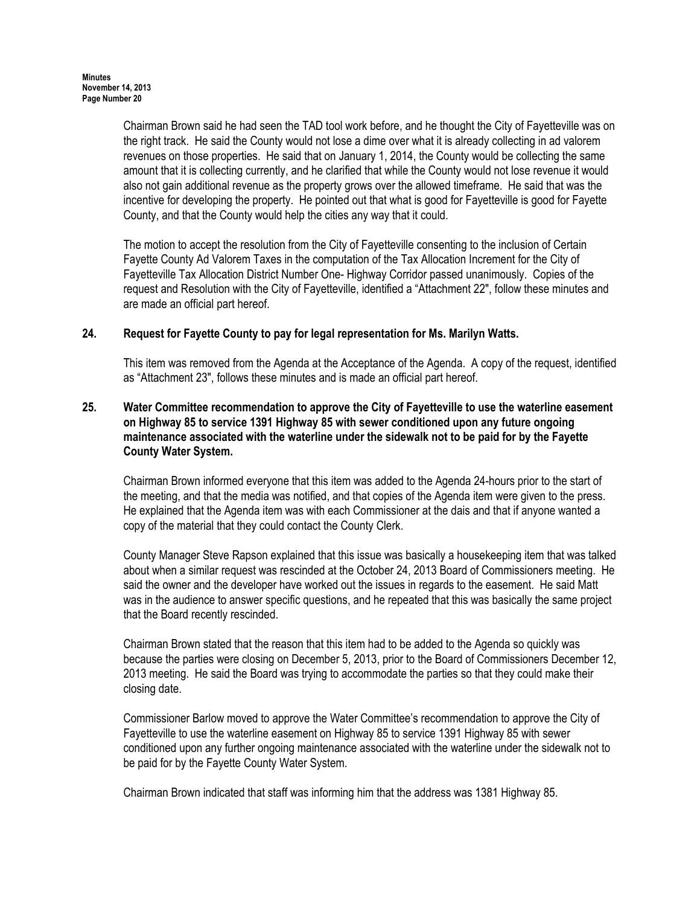Chairman Brown said he had seen the TAD tool work before, and he thought the City of Fayetteville was on the right track. He said the County would not lose a dime over what it is already collecting in ad valorem revenues on those properties. He said that on January 1, 2014, the County would be collecting the same amount that it is collecting currently, and he clarified that while the County would not lose revenue it would also not gain additional revenue as the property grows over the allowed timeframe. He said that was the incentive for developing the property. He pointed out that what is good for Fayetteville is good for Fayette County, and that the County would help the cities any way that it could.

The motion to accept the resolution from the City of Fayetteville consenting to the inclusion of Certain Fayette County Ad Valorem Taxes in the computation of the Tax Allocation Increment for the City of Fayetteville Tax Allocation District Number One- Highway Corridor passed unanimously. Copies of the request and Resolution with the City of Fayetteville, identified a "Attachment 22", follow these minutes and are made an official part hereof.

**24. Request for Fayette County to pay for legal representation for Ms. Marilyn Watts.**

This item was removed from the Agenda at the Acceptance of the Agenda. A copy of the request, identified as "Attachment 23", follows these minutes and is made an official part hereof.

**25. Water Committee recommendation to approve the City of Fayetteville to use the waterline easement on Highway 85 to service 1391 Highway 85 with sewer conditioned upon any future ongoing maintenance associated with the waterline under the sidewalk not to be paid for by the Fayette County Water System.**

Chairman Brown informed everyone that this item was added to the Agenda 24-hours prior to the start of the meeting, and that the media was notified, and that copies of the Agenda item were given to the press. He explained that the Agenda item was with each Commissioner at the dais and that if anyone wanted a copy of the material that they could contact the County Clerk.

County Manager Steve Rapson explained that this issue was basically a housekeeping item that was talked about when a similar request was rescinded at the October 24, 2013 Board of Commissioners meeting. He said the owner and the developer have worked out the issues in regards to the easement. He said Matt was in the audience to answer specific questions, and he repeated that this was basically the same project that the Board recently rescinded.

Chairman Brown stated that the reason that this item had to be added to the Agenda so quickly was because the parties were closing on December 5, 2013, prior to the Board of Commissioners December 12, 2013 meeting. He said the Board was trying to accommodate the parties so that they could make their closing date.

Commissioner Barlow moved to approve the Water Committee's recommendation to approve the City of Fayetteville to use the waterline easement on Highway 85 to service 1391 Highway 85 with sewer conditioned upon any further ongoing maintenance associated with the waterline under the sidewalk not to be paid for by the Fayette County Water System.

Chairman Brown indicated that staff was informing him that the address was 1381 Highway 85.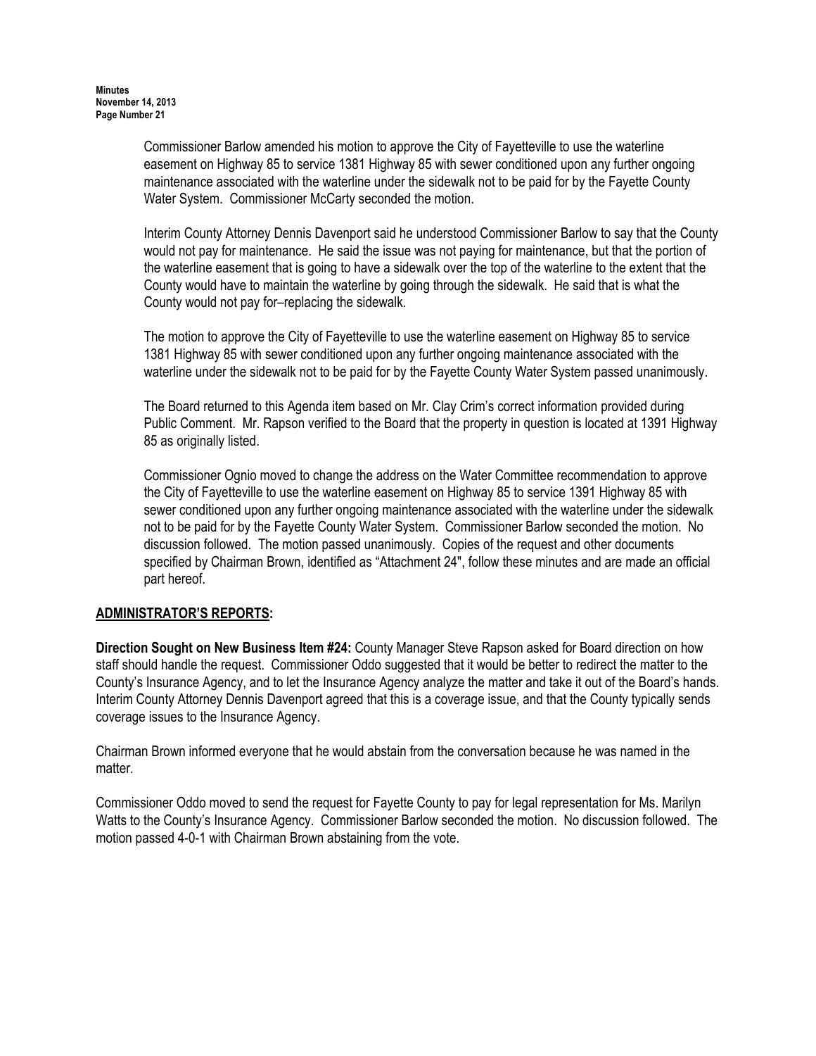Commissioner Barlow amended his motion to approve the City of Fayetteville to use the waterline easement on Highway 85 to service 1381 Highway 85 with sewer conditioned upon any further ongoing maintenance associated with the waterline under the sidewalk not to be paid for by the Fayette County Water System. Commissioner McCarty seconded the motion.

Interim County Attorney Dennis Davenport said he understood Commissioner Barlow to say that the County would not pay for maintenance. He said the issue was not paying for maintenance, but that the portion of the waterline easement that is going to have a sidewalk over the top of the waterline to the extent that the County would have to maintain the waterline by going through the sidewalk. He said that is what the County would not pay for–replacing the sidewalk.

The motion to approve the City of Fayetteville to use the waterline easement on Highway 85 to service 1381 Highway 85 with sewer conditioned upon any further ongoing maintenance associated with the waterline under the sidewalk not to be paid for by the Fayette County Water System passed unanimously.

The Board returned to this Agenda item based on Mr. Clay Crim's correct information provided during Public Comment. Mr. Rapson verified to the Board that the property in question is located at 1391 Highway 85 as originally listed.

Commissioner Ognio moved to change the address on the Water Committee recommendation to approve the City of Fayetteville to use the waterline easement on Highway 85 to service 1391 Highway 85 with sewer conditioned upon any further ongoing maintenance associated with the waterline under the sidewalk not to be paid for by the Fayette County Water System. Commissioner Barlow seconded the motion. No discussion followed. The motion passed unanimously. Copies of the request and other documents specified by Chairman Brown, identified as "Attachment 24", follow these minutes and are made an official part hereof.

## ADMINISTRATOR'S REPORTS:

**Direction Sought on New Business Item #24:** County Manager Steve Rapson asked for Board direction on how staff should handle the request. Commissioner Oddo suggested that it would be better to redirect the matter to the County's Insurance Agency, and to let the Insurance Agency analyze the matter and take it out of the Board's hands. Interim County Attorney Dennis Davenport agreed that this is a coverage issue, and that the County typically sends coverage issues to the Insurance Agency.

Chairman Brown informed everyone that he would abstain from the conversation because he was named in the matter.

Commissioner Oddo moved to send the request for Fayette County to pay for legal representation for Ms. Marilyn Watts to the County's Insurance Agency. Commissioner Barlow seconded the motion. No discussion followed. The motion passed 4-0-1 with Chairman Brown abstaining from the vote.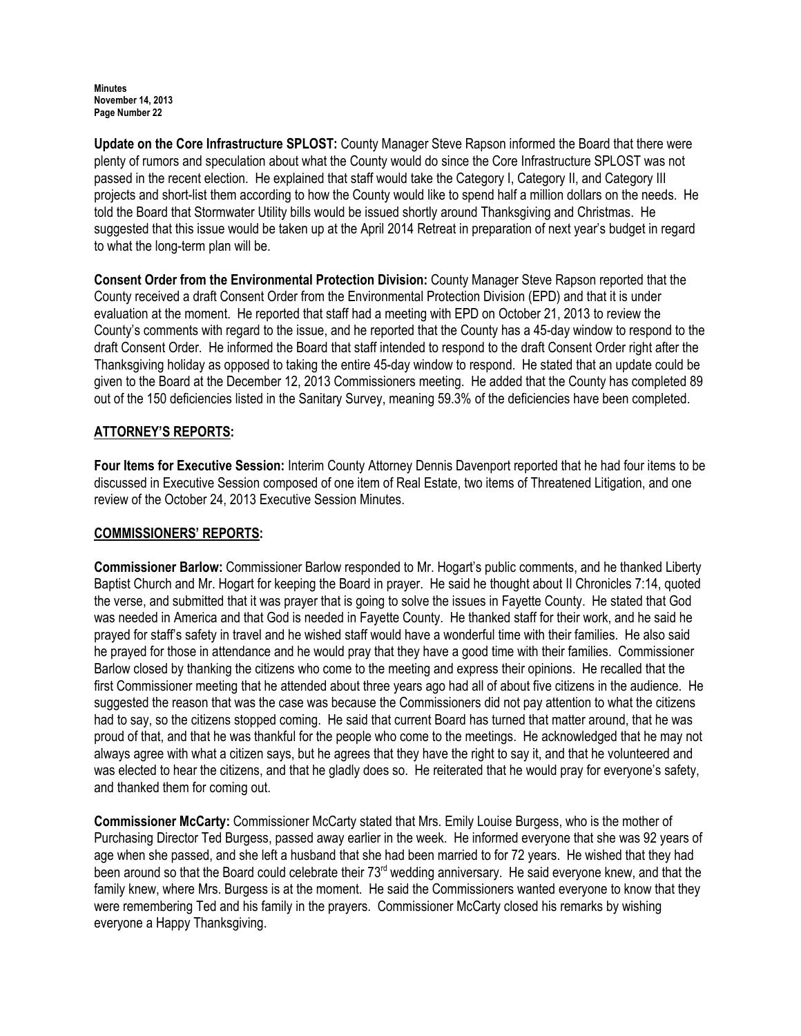**Update on the Core Infrastructure SPLOST:** County Manager Steve Rapson informed the Board that there were plenty of rumors and speculation about what the County would do since the Core Infrastructure SPLOST was not passed in the recent election. He explained that staff would take the Category I, Category II, and Category III projects and short-list them according to how the County would like to spend half a million dollars on the needs. He told the Board that Stormwater Utility bills would be issued shortly around Thanksgiving and Christmas. He suggested that this issue would be taken up at the April 2014 Retreat in preparation of next year's budget in regard to what the long-term plan will be.

**Consent Order from the Environmental Protection Division:** County Manager Steve Rapson reported that the County received a draft Consent Order from the Environmental Protection Division (EPD) and that it is under evaluation at the moment. He reported that staff had a meeting with EPD on October 21, 2013 to review the County's comments with regard to the issue, and he reported that the County has a 45-day window to respond to the draft Consent Order. He informed the Board that staff intended to respond to the draft Consent Order right after the Thanksgiving holiday as opposed to taking the entire 45-day window to respond. He stated that an update could be given to the Board at the December 12, 2013 Commissioners meeting. He added that the County has completed 89 out of the 150 deficiencies listed in the Sanitary Survey, meaning 59.3% of the deficiencies have been completed.

## ATTORNEY'S REPORTS:

**Four Items for Executive Session:** Interim County Attorney Dennis Davenport reported that he had four items to be discussed in Executive Session composed of one item of Real Estate, two items of Threatened Litigation, and one review of the October 24, 2013 Executive Session Minutes.

## COMMISSIONERS' REPORTS:

**Commissioner Barlow:** Commissioner Barlow responded to Mr. Hogart's public comments, and he thanked Liberty Baptist Church and Mr. Hogart for keeping the Board in prayer. He said he thought about II Chronicles 7:14, quoted the verse, and submitted that it was prayer that is going to solve the issues in Fayette County. He stated that God was needed in America and that God is needed in Fayette County. He thanked staff for their work, and he said he prayed for staff's safety in travel and he wished staff would have a wonderful time with their families. He also said he prayed for those in attendance and he would pray that they have a good time with their families. Commissioner Barlow closed by thanking the citizens who come to the meeting and express their opinions. He recalled that the first Commissioner meeting that he attended about three years ago had all of about five citizens in the audience. He suggested the reason that was the case was because the Commissioners did not pay attention to what the citizens had to say, so the citizens stopped coming. He said that current Board has turned that matter around, that he was proud of that, and that he was thankful for the people who come to the meetings. He acknowledged that he may not always agree with what a citizen says, but he agrees that they have the right to say it, and that he volunteered and was elected to hear the citizens, and that he gladly does so. He reiterated that he would pray for everyone's safety, and thanked them for coming out.

**Commissioner McCarty:** Commissioner McCarty stated that Mrs. Emily Louise Burgess, who is the mother of Purchasing Director Ted Burgess, passed away earlier in the week. He informed everyone that she was 92 years of age when she passed, and she left a husband that she had been married to for 72 years. He wished that they had been around so that the Board could celebrate their 73rd wedding anniversary. He said everyone knew, and that the family knew, where Mrs. Burgess is at the moment. He said the Commissioners wanted everyone to know that they were remembering Ted and his family in the prayers. Commissioner McCarty closed his remarks by wishing everyone a Happy Thanksgiving.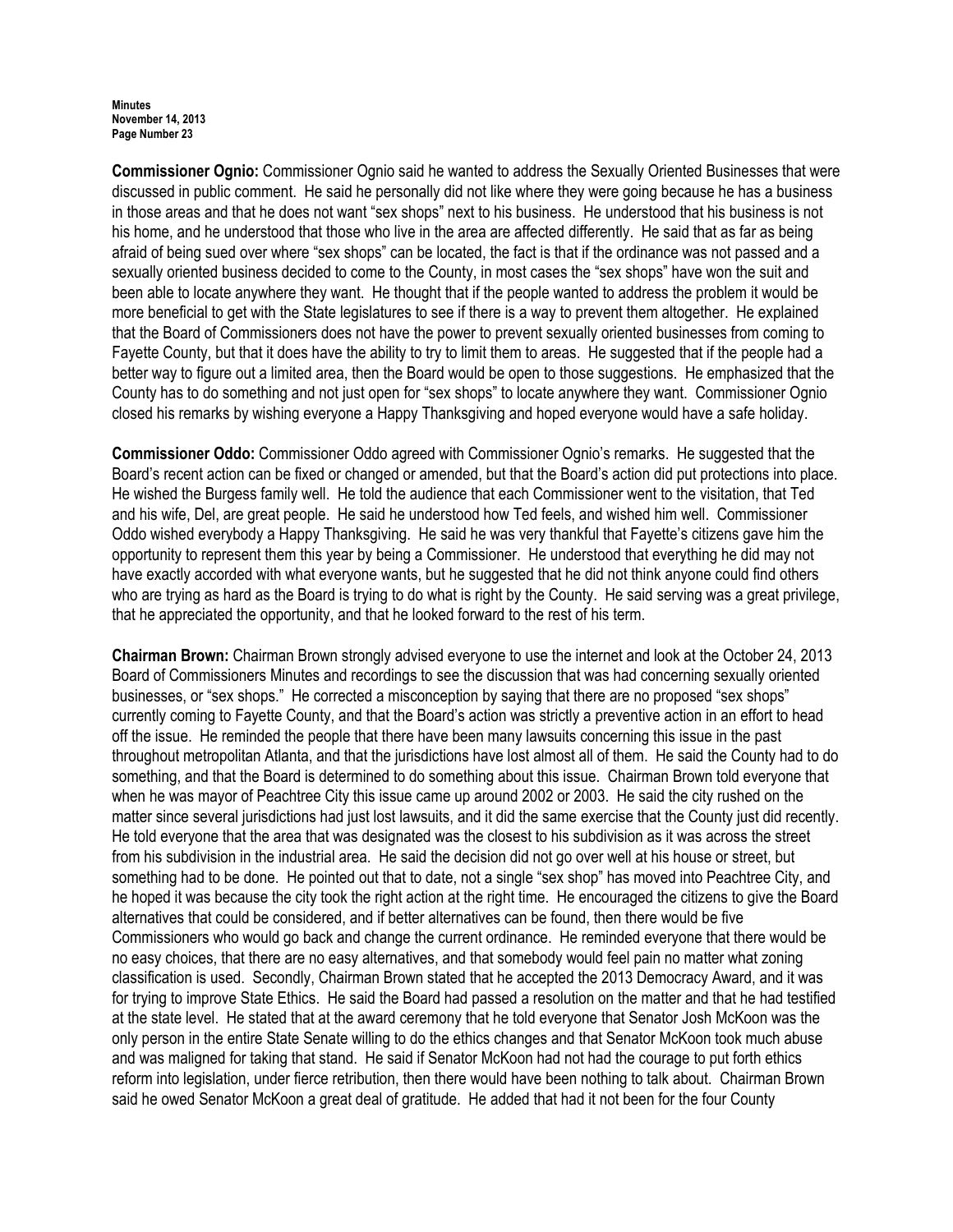**Commissioner Ognio:** Commissioner Ognio said he wanted to address the Sexually Oriented Businesses that were discussed in public comment. He said he personally did not like where they were going because he has a business in those areas and that he does not want "sex shops" next to his business. He understood that his business is not his home, and he understood that those who live in the area are affected differently. He said that as far as being afraid of being sued over where "sex shops" can be located, the fact is that if the ordinance was not passed and a sexually oriented business decided to come to the County, in most cases the "sex shops" have won the suit and been able to locate anywhere they want. He thought that if the people wanted to address the problem it would be more beneficial to get with the State legislatures to see if there is a way to prevent them altogether. He explained that the Board of Commissioners does not have the power to prevent sexually oriented businesses from coming to Fayette County, but that it does have the ability to try to limit them to areas. He suggested that if the people had a better way to figure out a limited area, then the Board would be open to those suggestions. He emphasized that the County has to do something and not just open for "sex shops" to locate anywhere they want. Commissioner Ognio closed his remarks by wishing everyone a Happy Thanksgiving and hoped everyone would have a safe holiday.

**Commissioner Oddo:** Commissioner Oddo agreed with Commissioner Ognio's remarks. He suggested that the Board's recent action can be fixed or changed or amended, but that the Board's action did put protections into place. He wished the Burgess family well. He told the audience that each Commissioner went to the visitation, that Ted and his wife, Del, are great people. He said he understood how Ted feels, and wished him well. Commissioner Oddo wished everybody a Happy Thanksgiving. He said he was very thankful that Fayette's citizens gave him the opportunity to represent them this year by being a Commissioner. He understood that everything he did may not have exactly accorded with what everyone wants, but he suggested that he did not think anyone could find others who are trying as hard as the Board is trying to do what is right by the County. He said serving was a great privilege, that he appreciated the opportunity, and that he looked forward to the rest of his term.

**Chairman Brown:** Chairman Brown strongly advised everyone to use the internet and look at the October 24, 2013 Board of Commissioners Minutes and recordings to see the discussion that was had concerning sexually oriented businesses, or "sex shops." He corrected a misconception by saying that there are no proposed "sex shops" currently coming to Fayette County, and that the Board's action was strictly a preventive action in an effort to head off the issue. He reminded the people that there have been many lawsuits concerning this issue in the past throughout metropolitan Atlanta, and that the jurisdictions have lost almost all of them. He said the County had to do something, and that the Board is determined to do something about this issue. Chairman Brown told everyone that when he was mayor of Peachtree City this issue came up around 2002 or 2003. He said the city rushed on the matter since several jurisdictions had just lost lawsuits, and it did the same exercise that the County just did recently. He told everyone that the area that was designated was the closest to his subdivision as it was across the street from his subdivision in the industrial area. He said the decision did not go over well at his house or street, but something had to be done. He pointed out that to date, not a single "sex shop" has moved into Peachtree City, and he hoped it was because the city took the right action at the right time. He encouraged the citizens to give the Board alternatives that could be considered, and if better alternatives can be found, then there would be five Commissioners who would go back and change the current ordinance. He reminded everyone that there would be no easy choices, that there are no easy alternatives, and that somebody would feel pain no matter what zoning classification is used. Secondly, Chairman Brown stated that he accepted the 2013 Democracy Award, and it was for trying to improve State Ethics. He said the Board had passed a resolution on the matter and that he had testified at the state level. He stated that at the award ceremony that he told everyone that Senator Josh McKoon was the only person in the entire State Senate willing to do the ethics changes and that Senator McKoon took much abuse and was maligned for taking that stand. He said if Senator McKoon had not had the courage to put forth ethics reform into legislation, under fierce retribution, then there would have been nothing to talk about. Chairman Brown said he owed Senator McKoon a great deal of gratitude. He added that had it not been for the four County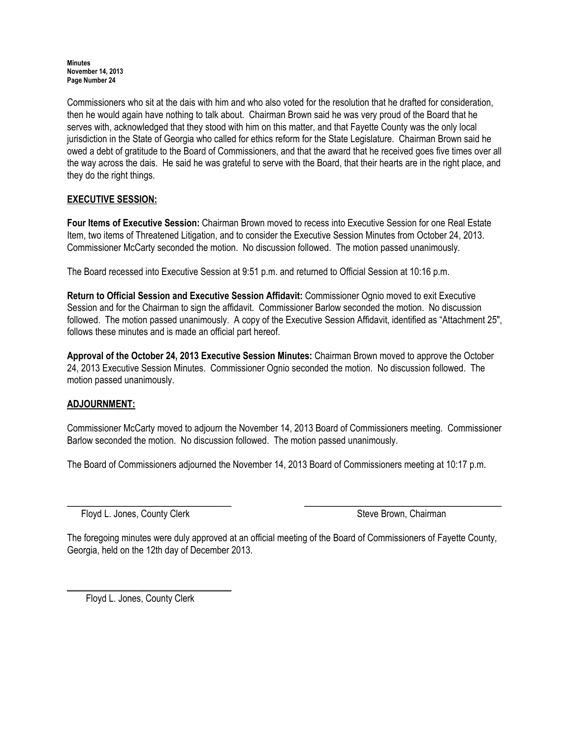Commissioners who sit at the dais with him and who also voted for the resolution that he drafted for consideration, then he would again have nothing to talk about. Chairman Brown said he was very proud of the Board that he serves with, acknowledged that they stood with him on this matter, and that Fayette County was the only local jurisdiction in the State of Georgia who called for ethics reform for the State Legislature. Chairman Brown said he owed a debt of gratitude to the Board of Commissioners, and that the award that he received goes five times over all the way across the dais. He said he was grateful to serve with the Board, that their hearts are in the right place, and they do the right things.

## EXECUTIVE SESSION:

**Four Items of Executive Session:** Chairman Brown moved to recess into Executive Session for one Real Estate Item, two items of Threatened Litigation, and to consider the Executive Session Minutes from October 24, 2013. Commissioner McCarty seconded the motion. No discussion followed. The motion passed unanimously.

The Board recessed into Executive Session at 9:51 p.m. and returned to Official Session at 10:16 p.m.

**Return to Official Session and Executive Session Affidavit:** Commissioner Ognio moved to exit Executive Session and for the Chairman to sign the affidavit. Commissioner Barlow seconded the motion. No discussion followed. The motion passed unanimously. A copy of the Executive Session Affidavit, identified as "Attachment 25", follows these minutes and is made an official part hereof.

**Approval of the October 24, 2013 Executive Session Minutes:** Chairman Brown moved to approve the October 24, 2013 Executive Session Minutes. Commissioner Ognio seconded the motion. No discussion followed. The motion passed unanimously.

## ADJOURNMENT:

Commissioner McCarty moved to adjourn the November 14, 2013 Board of Commissioners meeting. Commissioner Barlow seconded the motion. No discussion followed. The motion passed unanimously.

The Board of Commissioners adjourned the November 14, 2013 Board of Commissioners meeting at 10:17 p.m.

\_\_\_\_\_\_\_\_\_\_\_\_\_\_\_\_\_\_\_\_\_\_\_\_\_\_\_\_\_\_
Floyd L. Jones, County Clerk

\_\_\_\_\_\_\_\_\_\_\_\_\_\_\_\_\_\_\_\_\_\_\_\_\_\_\_\_\_\_
Steve Brown, Chairman

The foregoing minutes were duly approved at an official meeting of the Board of Commissioners of Fayette County, Georgia, held on the 12th day of December 2013.

\_\_\_\_\_\_\_\_\_\_\_\_\_\_\_\_\_\_\_\_\_\_\_\_\_\_\_\_\_\_
Floyd L. Jones, County Clerk